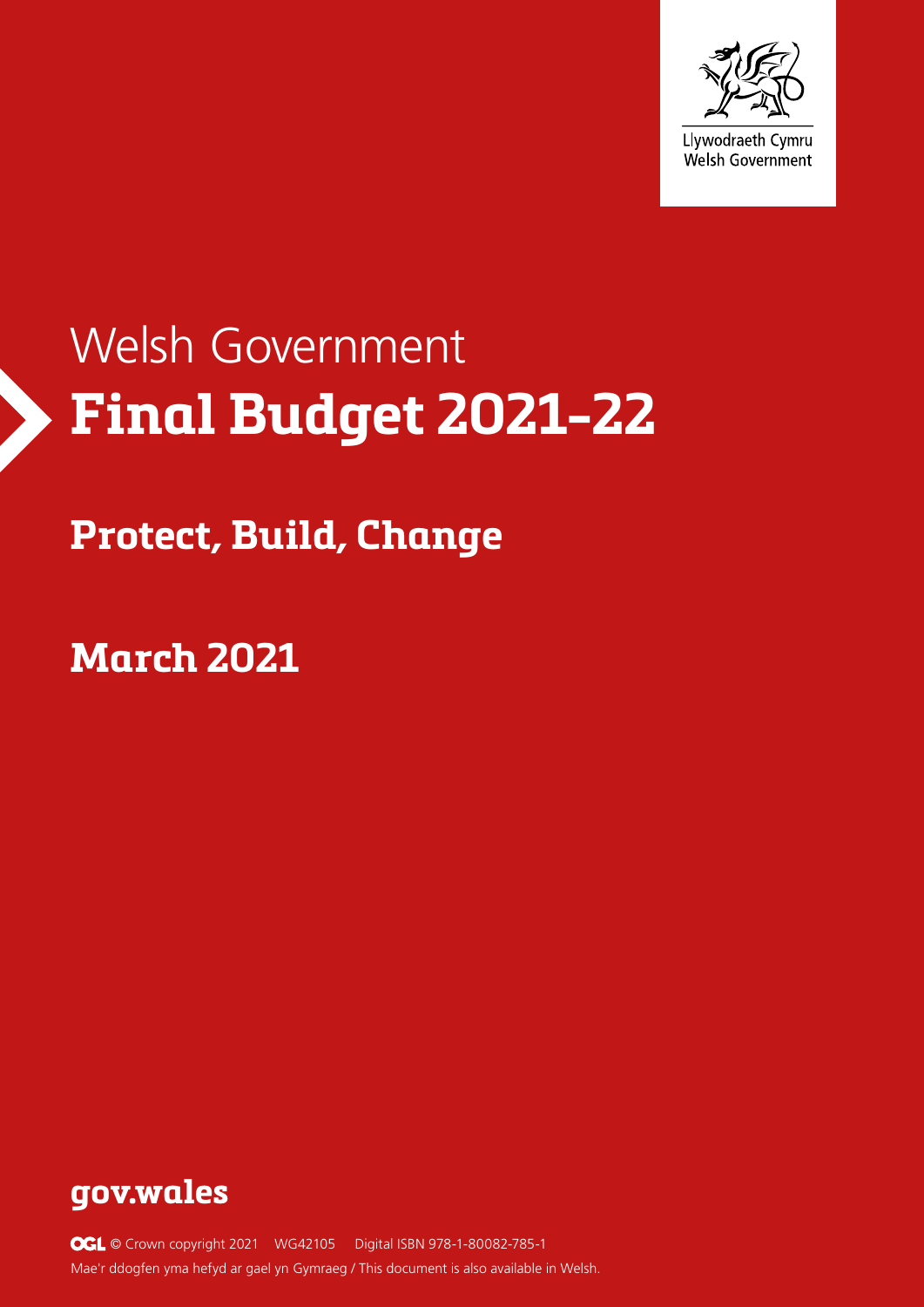Llywodraeth Cymru
Welsh Government

# Welsh Government
# **Final Budget 2021-22**

## **Protect, Build, Change**

## **March 2021**

**gov.wales**

© Crown copyright 2021 WG42105 Digital ISBN 978-1-80082-785-1

Mae'r ddogfen yma hefyd ar gael yn Gymraeg / This document is also available in Welsh.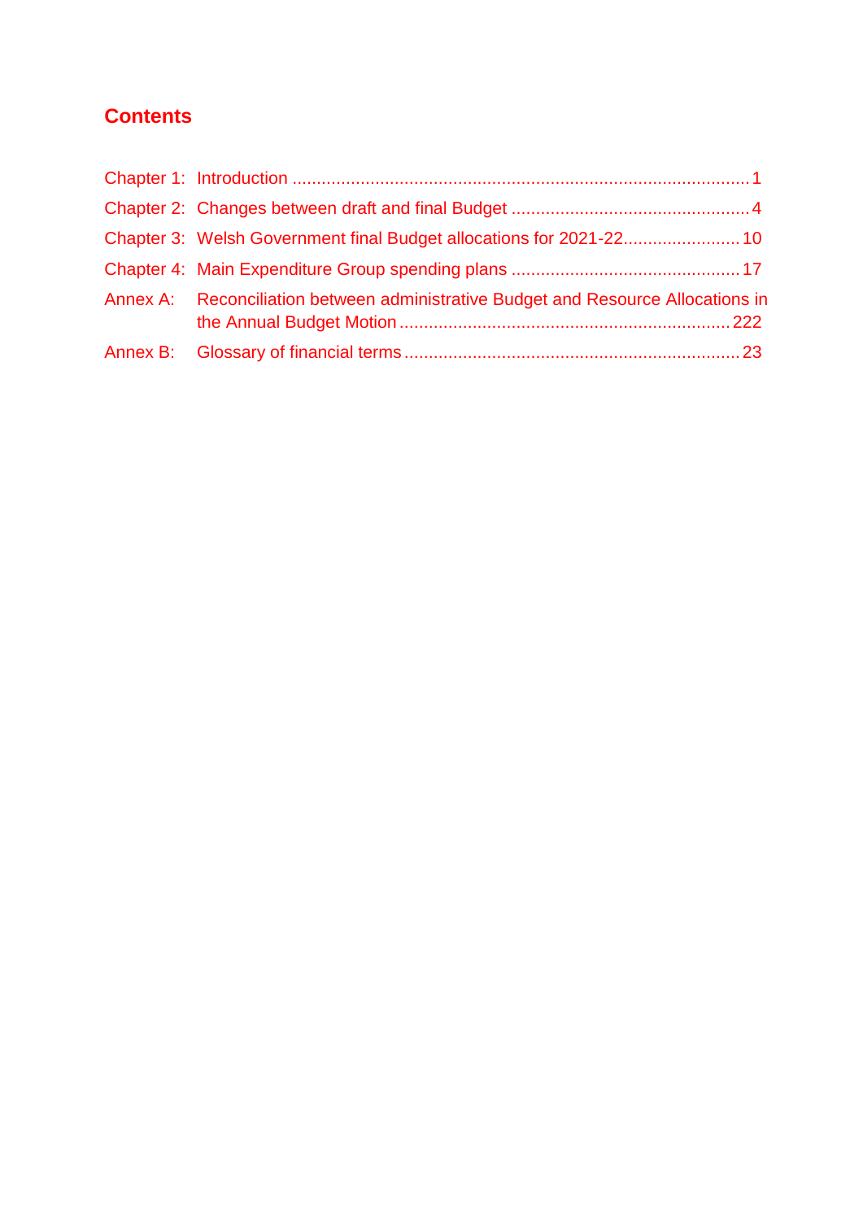## Contents

Chapter 1: Introduction ....................................................................................... 1

Chapter 2: Changes between draft and final Budget ............................................ 4

Chapter 3: Welsh Government final Budget allocations for 2021-22........................ 10

Chapter 4: Main Expenditure Group spending plans .......................................... 17

Annex A: Reconciliation between administrative Budget and Resource Allocations in the Annual Budget Motion ........................................................... 222

Annex B: Glossary of financial terms ............................................................. 23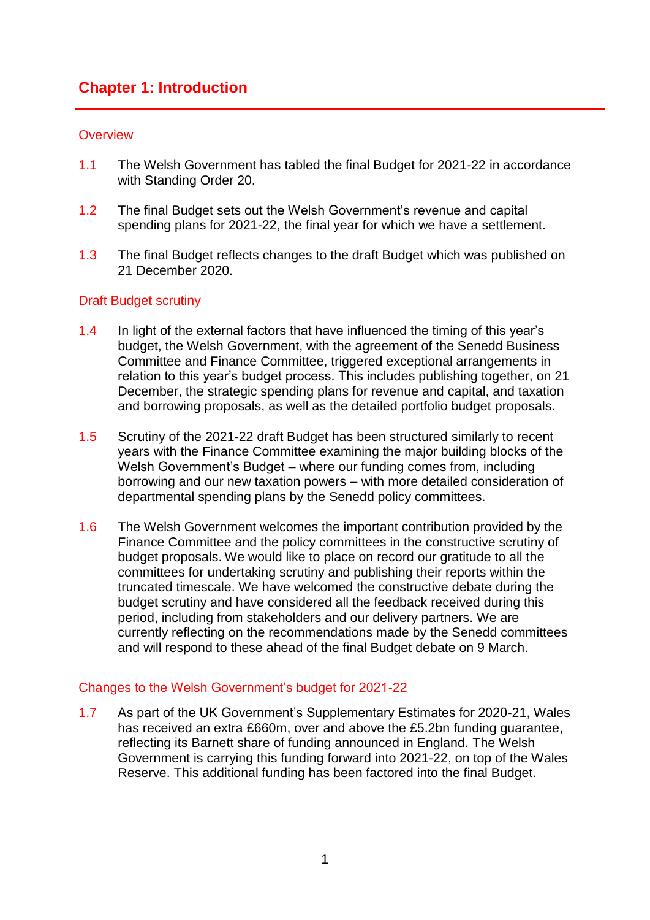# Chapter 1: Introduction

## Overview

1.1 The Welsh Government has tabled the final Budget for 2021-22 in accordance with Standing Order 20.

1.2 The final Budget sets out the Welsh Government's revenue and capital spending plans for 2021-22, the final year for which we have a settlement.

1.3 The final Budget reflects changes to the draft Budget which was published on 21 December 2020.

## Draft Budget scrutiny

1.4 In light of the external factors that have influenced the timing of this year's budget, the Welsh Government, with the agreement of the Senedd Business Committee and Finance Committee, triggered exceptional arrangements in relation to this year's budget process. This includes publishing together, on 21 December, the strategic spending plans for revenue and capital, and taxation and borrowing proposals, as well as the detailed portfolio budget proposals.

1.5 Scrutiny of the 2021-22 draft Budget has been structured similarly to recent years with the Finance Committee examining the major building blocks of the Welsh Government's Budget – where our funding comes from, including borrowing and our new taxation powers – with more detailed consideration of departmental spending plans by the Senedd policy committees.

1.6 The Welsh Government welcomes the important contribution provided by the Finance Committee and the policy committees in the constructive scrutiny of budget proposals. We would like to place on record our gratitude to all the committees for undertaking scrutiny and publishing their reports within the truncated timescale. We have welcomed the constructive debate during the budget scrutiny and have considered all the feedback received during this period, including from stakeholders and our delivery partners. We are currently reflecting on the recommendations made by the Senedd committees and will respond to these ahead of the final Budget debate on 9 March.

## Changes to the Welsh Government's budget for 2021-22

1.7 As part of the UK Government's Supplementary Estimates for 2020-21, Wales has received an extra £660m, over and above the £5.2bn funding guarantee, reflecting its Barnett share of funding announced in England. The Welsh Government is carrying this funding forward into 2021-22, on top of the Wales Reserve. This additional funding has been factored into the final Budget.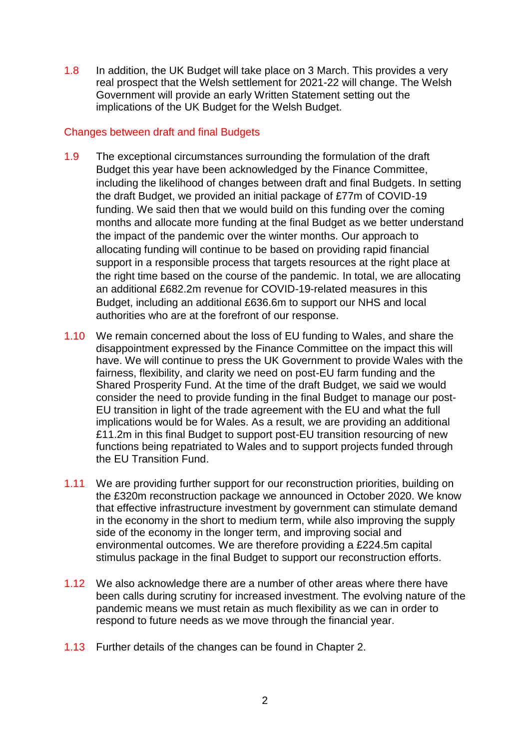1.8 In addition, the UK Budget will take place on 3 March. This provides a very real prospect that the Welsh settlement for 2021-22 will change. The Welsh Government will provide an early Written Statement setting out the implications of the UK Budget for the Welsh Budget.

## Changes between draft and final Budgets

1.9 The exceptional circumstances surrounding the formulation of the draft Budget this year have been acknowledged by the Finance Committee, including the likelihood of changes between draft and final Budgets. In setting the draft Budget, we provided an initial package of £77m of COVID-19 funding. We said then that we would build on this funding over the coming months and allocate more funding at the final Budget as we better understand the impact of the pandemic over the winter months. Our approach to allocating funding will continue to be based on providing rapid financial support in a responsible process that targets resources at the right place at the right time based on the course of the pandemic. In total, we are allocating an additional £682.2m revenue for COVID-19-related measures in this Budget, including an additional £636.6m to support our NHS and local authorities who are at the forefront of our response.

1.10 We remain concerned about the loss of EU funding to Wales, and share the disappointment expressed by the Finance Committee on the impact this will have. We will continue to press the UK Government to provide Wales with the fairness, flexibility, and clarity we need on post-EU farm funding and the Shared Prosperity Fund. At the time of the draft Budget, we said we would consider the need to provide funding in the final Budget to manage our post-EU transition in light of the trade agreement with the EU and what the full implications would be for Wales. As a result, we are providing an additional £11.2m in this final Budget to support post-EU transition resourcing of new functions being repatriated to Wales and to support projects funded through the EU Transition Fund.

1.11 We are providing further support for our reconstruction priorities, building on the £320m reconstruction package we announced in October 2020. We know that effective infrastructure investment by government can stimulate demand in the economy in the short to medium term, while also improving the supply side of the economy in the longer term, and improving social and environmental outcomes. We are therefore providing a £224.5m capital stimulus package in the final Budget to support our reconstruction efforts.

1.12 We also acknowledge there are a number of other areas where there have been calls during scrutiny for increased investment. The evolving nature of the pandemic means we must retain as much flexibility as we can in order to respond to future needs as we move through the financial year.

1.13 Further details of the changes can be found in Chapter 2.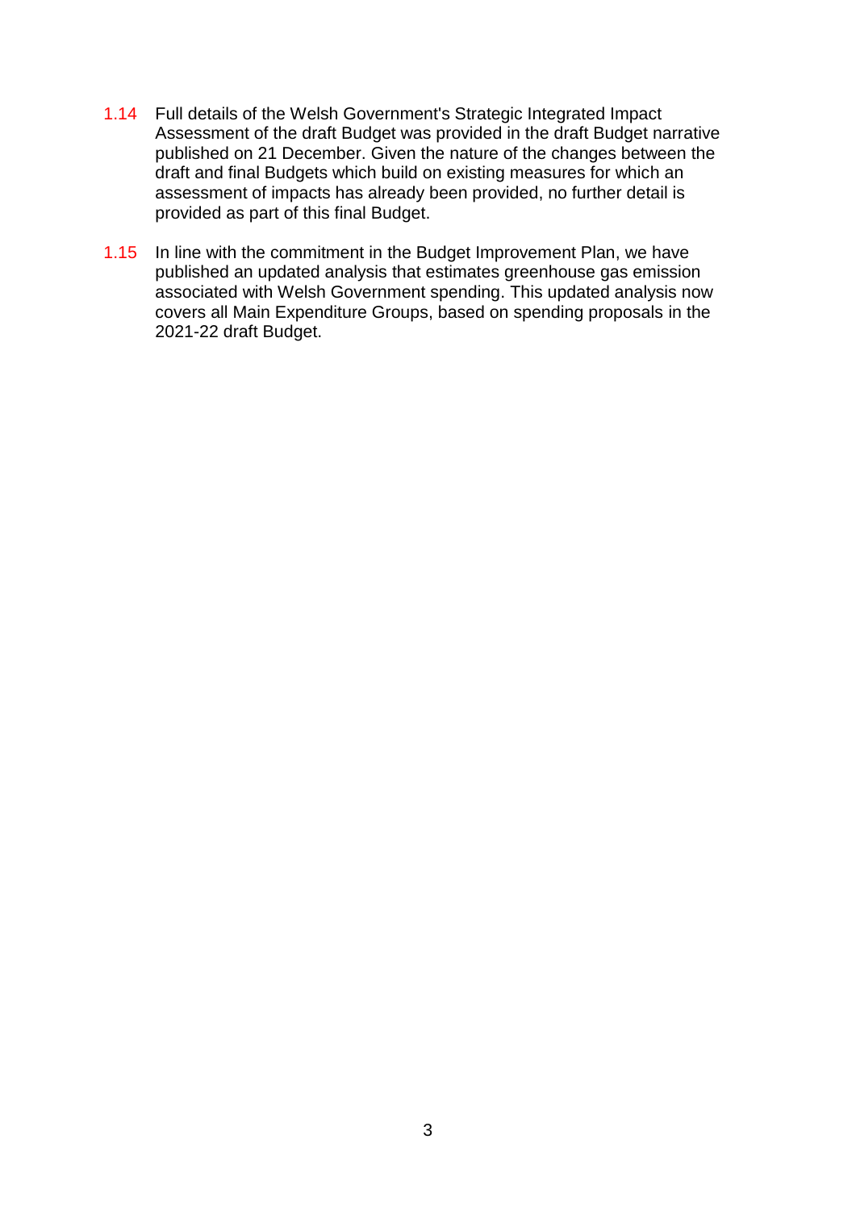1.14 Full details of the Welsh Government's Strategic Integrated Impact Assessment of the draft Budget was provided in the draft Budget narrative published on 21 December. Given the nature of the changes between the draft and final Budgets which build on existing measures for which an assessment of impacts has already been provided, no further detail is provided as part of this final Budget.

1.15 In line with the commitment in the Budget Improvement Plan, we have published an updated analysis that estimates greenhouse gas emission associated with Welsh Government spending. This updated analysis now covers all Main Expenditure Groups, based on spending proposals in the 2021-22 draft Budget.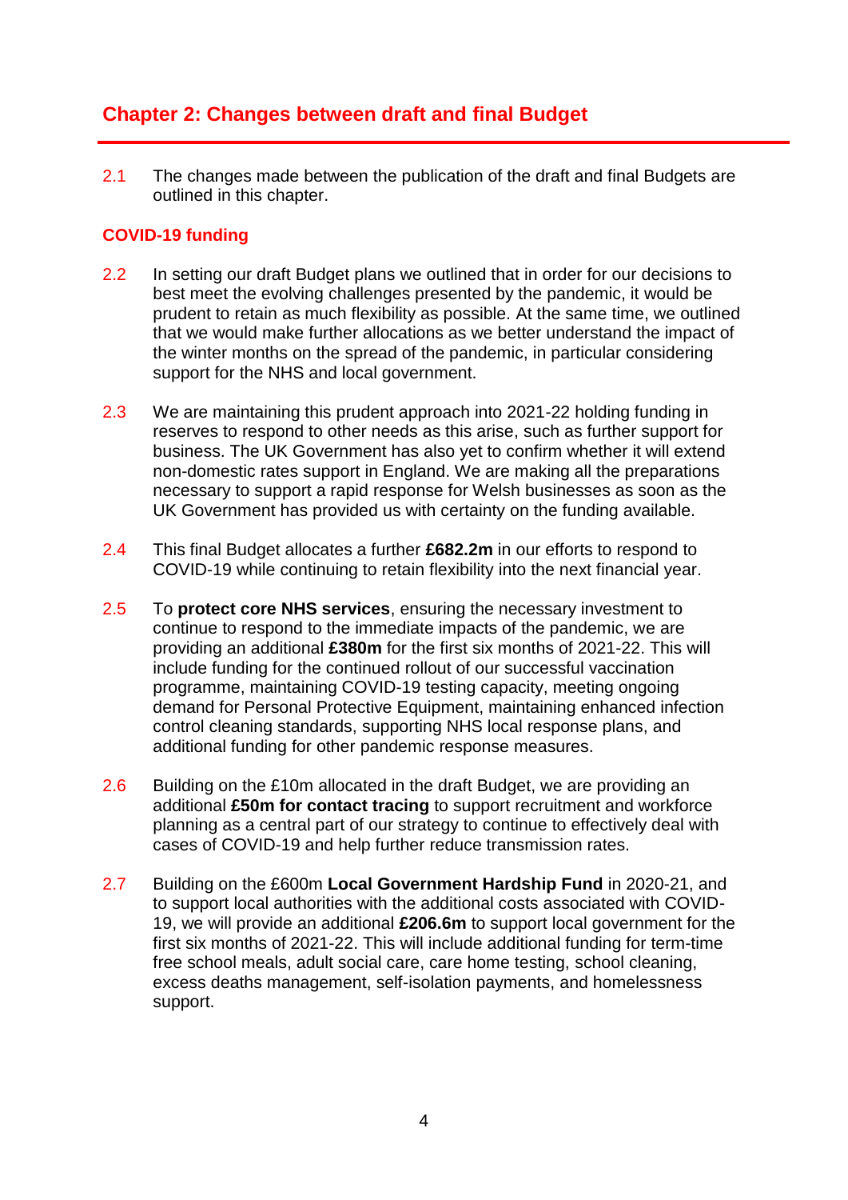## Chapter 2: Changes between draft and final Budget

2.1 The changes made between the publication of the draft and final Budgets are outlined in this chapter.

### COVID-19 funding

2.2 In setting our draft Budget plans we outlined that in order for our decisions to best meet the evolving challenges presented by the pandemic, it would be prudent to retain as much flexibility as possible. At the same time, we outlined that we would make further allocations as we better understand the impact of the winter months on the spread of the pandemic, in particular considering support for the NHS and local government.

2.3 We are maintaining this prudent approach into 2021-22 holding funding in reserves to respond to other needs as this arise, such as further support for business. The UK Government has also yet to confirm whether it will extend non-domestic rates support in England. We are making all the preparations necessary to support a rapid response for Welsh businesses as soon as the UK Government has provided us with certainty on the funding available.

2.4 This final Budget allocates a further **£682.2m** in our efforts to respond to COVID-19 while continuing to retain flexibility into the next financial year.

2.5 To **protect core NHS services**, ensuring the necessary investment to continue to respond to the immediate impacts of the pandemic, we are providing an additional **£380m** for the first six months of 2021-22. This will include funding for the continued rollout of our successful vaccination programme, maintaining COVID-19 testing capacity, meeting ongoing demand for Personal Protective Equipment, maintaining enhanced infection control cleaning standards, supporting NHS local response plans, and additional funding for other pandemic response measures.

2.6 Building on the £10m allocated in the draft Budget, we are providing an additional **£50m for contact tracing** to support recruitment and workforce planning as a central part of our strategy to continue to effectively deal with cases of COVID-19 and help further reduce transmission rates.

2.7 Building on the £600m **Local Government Hardship Fund** in 2020-21, and to support local authorities with the additional costs associated with COVID-19, we will provide an additional **£206.6m** to support local government for the first six months of 2021-22. This will include additional funding for term-time free school meals, adult social care, care home testing, school cleaning, excess deaths management, self-isolation payments, and homelessness support.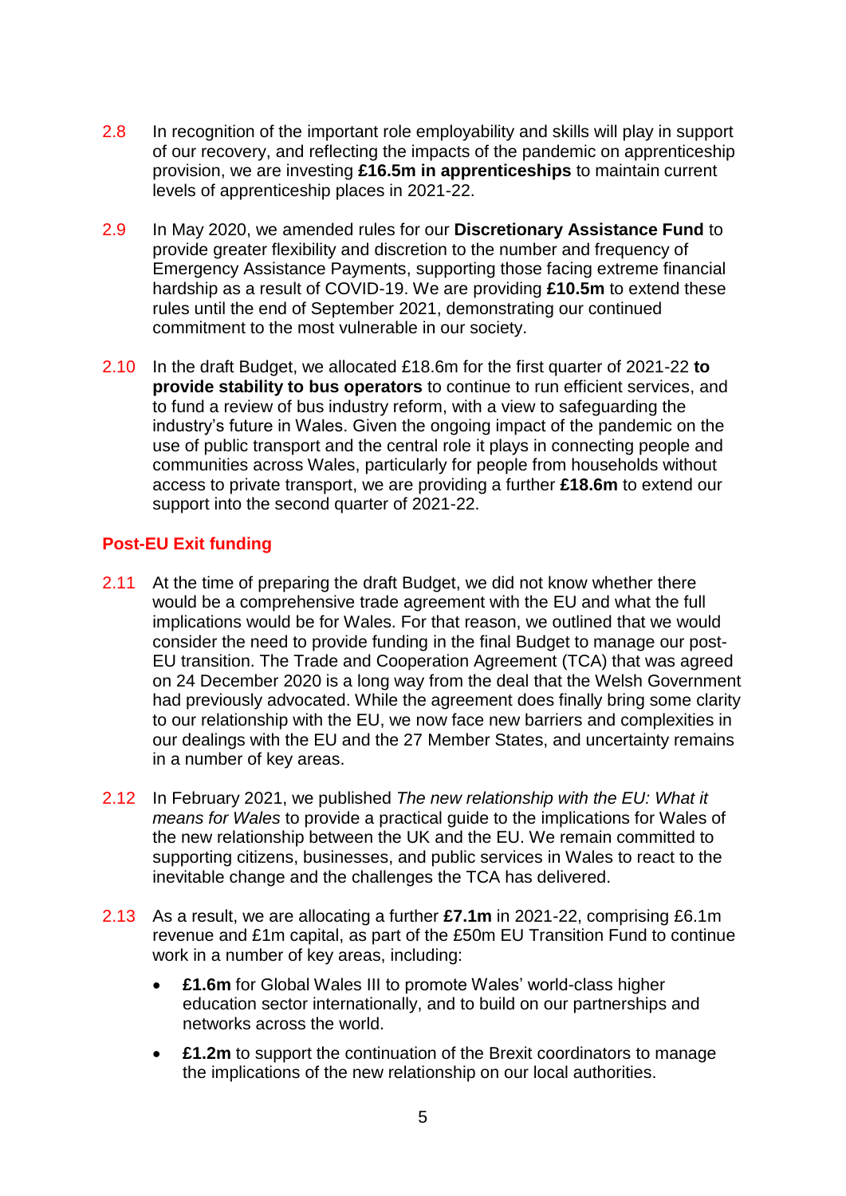2.8 In recognition of the important role employability and skills will play in support of our recovery, and reflecting the impacts of the pandemic on apprenticeship provision, we are investing **£16.5m in apprenticeships** to maintain current levels of apprenticeship places in 2021-22.

2.9 In May 2020, we amended rules for our **Discretionary Assistance Fund** to provide greater flexibility and discretion to the number and frequency of Emergency Assistance Payments, supporting those facing extreme financial hardship as a result of COVID-19. We are providing **£10.5m** to extend these rules until the end of September 2021, demonstrating our continued commitment to the most vulnerable in our society.

2.10 In the draft Budget, we allocated £18.6m for the first quarter of 2021-22 **to provide stability to bus operators** to continue to run efficient services, and to fund a review of bus industry reform, with a view to safeguarding the industry's future in Wales. Given the ongoing impact of the pandemic on the use of public transport and the central role it plays in connecting people and communities across Wales, particularly for people from households without access to private transport, we are providing a further **£18.6m** to extend our support into the second quarter of 2021-22.

## Post-EU Exit funding

2.11 At the time of preparing the draft Budget, we did not know whether there would be a comprehensive trade agreement with the EU and what the full implications would be for Wales. For that reason, we outlined that we would consider the need to provide funding in the final Budget to manage our post-EU transition. The Trade and Cooperation Agreement (TCA) that was agreed on 24 December 2020 is a long way from the deal that the Welsh Government had previously advocated. While the agreement does finally bring some clarity to our relationship with the EU, we now face new barriers and complexities in our dealings with the EU and the 27 Member States, and uncertainty remains in a number of key areas.

2.12 In February 2021, we published *The new relationship with the EU: What it means for Wales* to provide a practical guide to the implications for Wales of the new relationship between the UK and the EU. We remain committed to supporting citizens, businesses, and public services in Wales to react to the inevitable change and the challenges the TCA has delivered.

2.13 As a result, we are allocating a further **£7.1m** in 2021-22, comprising £6.1m revenue and £1m capital, as part of the £50m EU Transition Fund to continue work in a number of key areas, including:

- **£1.6m** for Global Wales III to promote Wales' world-class higher education sector internationally, and to build on our partnerships and networks across the world.
- **£1.2m** to support the continuation of the Brexit coordinators to manage the implications of the new relationship on our local authorities.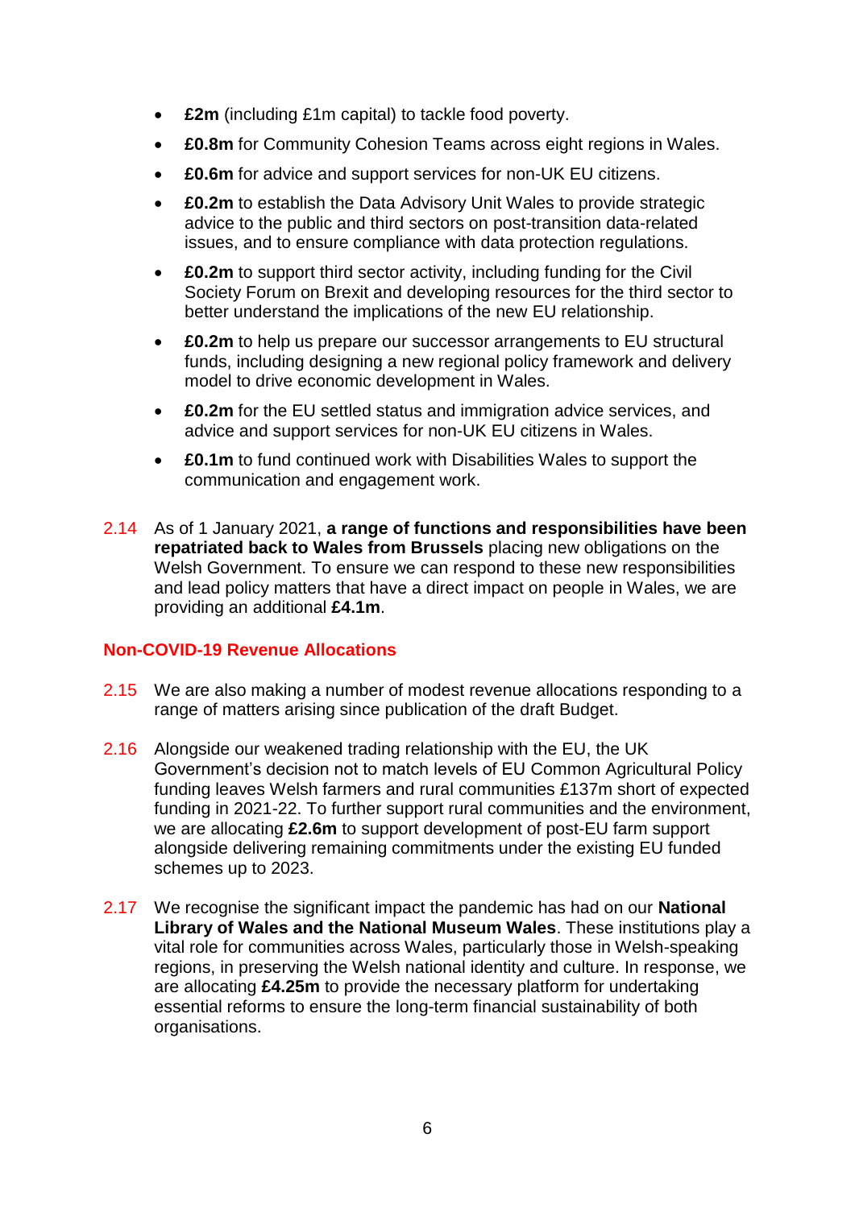- **£2m** (including £1m capital) to tackle food poverty.
- **£0.8m** for Community Cohesion Teams across eight regions in Wales.
- **£0.6m** for advice and support services for non-UK EU citizens.
- **£0.2m** to establish the Data Advisory Unit Wales to provide strategic advice to the public and third sectors on post-transition data-related issues, and to ensure compliance with data protection regulations.
- **£0.2m** to support third sector activity, including funding for the Civil Society Forum on Brexit and developing resources for the third sector to better understand the implications of the new EU relationship.
- **£0.2m** to help us prepare our successor arrangements to EU structural funds, including designing a new regional policy framework and delivery model to drive economic development in Wales.
- **£0.2m** for the EU settled status and immigration advice services, and advice and support services for non-UK EU citizens in Wales.
- **£0.1m** to fund continued work with Disabilities Wales to support the communication and engagement work.

2.14 As of 1 January 2021, **a range of functions and responsibilities have been repatriated back to Wales from Brussels** placing new obligations on the Welsh Government. To ensure we can respond to these new responsibilities and lead policy matters that have a direct impact on people in Wales, we are providing an additional **£4.1m**.

### Non-COVID-19 Revenue Allocations

2.15 We are also making a number of modest revenue allocations responding to a range of matters arising since publication of the draft Budget.

2.16 Alongside our weakened trading relationship with the EU, the UK Government's decision not to match levels of EU Common Agricultural Policy funding leaves Welsh farmers and rural communities £137m short of expected funding in 2021-22. To further support rural communities and the environment, we are allocating **£2.6m** to support development of post-EU farm support alongside delivering remaining commitments under the existing EU funded schemes up to 2023.

2.17 We recognise the significant impact the pandemic has had on our **National Library of Wales and the National Museum Wales**. These institutions play a vital role for communities across Wales, particularly those in Welsh-speaking regions, in preserving the Welsh national identity and culture. In response, we are allocating **£4.25m** to provide the necessary platform for undertaking essential reforms to ensure the long-term financial sustainability of both organisations.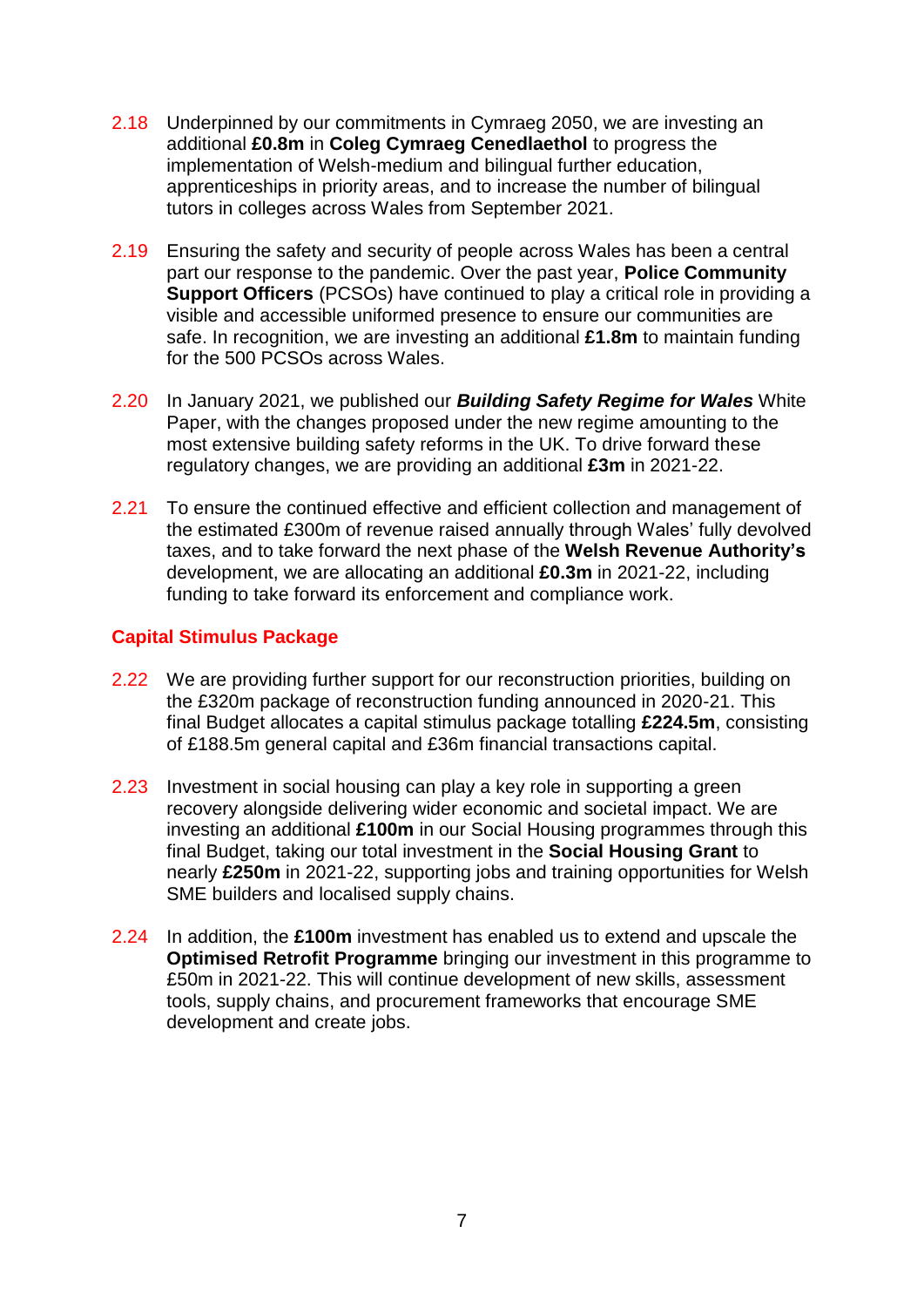2.18 Underpinned by our commitments in Cymraeg 2050, we are investing an additional **£0.8m** in **Coleg Cymraeg Cenedlaethol** to progress the implementation of Welsh-medium and bilingual further education, apprenticeships in priority areas, and to increase the number of bilingual tutors in colleges across Wales from September 2021.

2.19 Ensuring the safety and security of people across Wales has been a central part our response to the pandemic. Over the past year, **Police Community Support Officers** (PCSOs) have continued to play a critical role in providing a visible and accessible uniformed presence to ensure our communities are safe. In recognition, we are investing an additional **£1.8m** to maintain funding for the 500 PCSOs across Wales.

2.20 In January 2021, we published our ***Building Safety Regime for Wales*** White Paper, with the changes proposed under the new regime amounting to the most extensive building safety reforms in the UK. To drive forward these regulatory changes, we are providing an additional **£3m** in 2021-22.

2.21 To ensure the continued effective and efficient collection and management of the estimated £300m of revenue raised annually through Wales' fully devolved taxes, and to take forward the next phase of the **Welsh Revenue Authority's** development, we are allocating an additional **£0.3m** in 2021-22, including funding to take forward its enforcement and compliance work.

## Capital Stimulus Package

2.22 We are providing further support for our reconstruction priorities, building on the £320m package of reconstruction funding announced in 2020-21. This final Budget allocates a capital stimulus package totalling **£224.5m**, consisting of £188.5m general capital and £36m financial transactions capital.

2.23 Investment in social housing can play a key role in supporting a green recovery alongside delivering wider economic and societal impact. We are investing an additional **£100m** in our Social Housing programmes through this final Budget, taking our total investment in the **Social Housing Grant** to nearly **£250m** in 2021-22, supporting jobs and training opportunities for Welsh SME builders and localised supply chains.

2.24 In addition, the **£100m** investment has enabled us to extend and upscale the **Optimised Retrofit Programme** bringing our investment in this programme to £50m in 2021-22. This will continue development of new skills, assessment tools, supply chains, and procurement frameworks that encourage SME development and create jobs.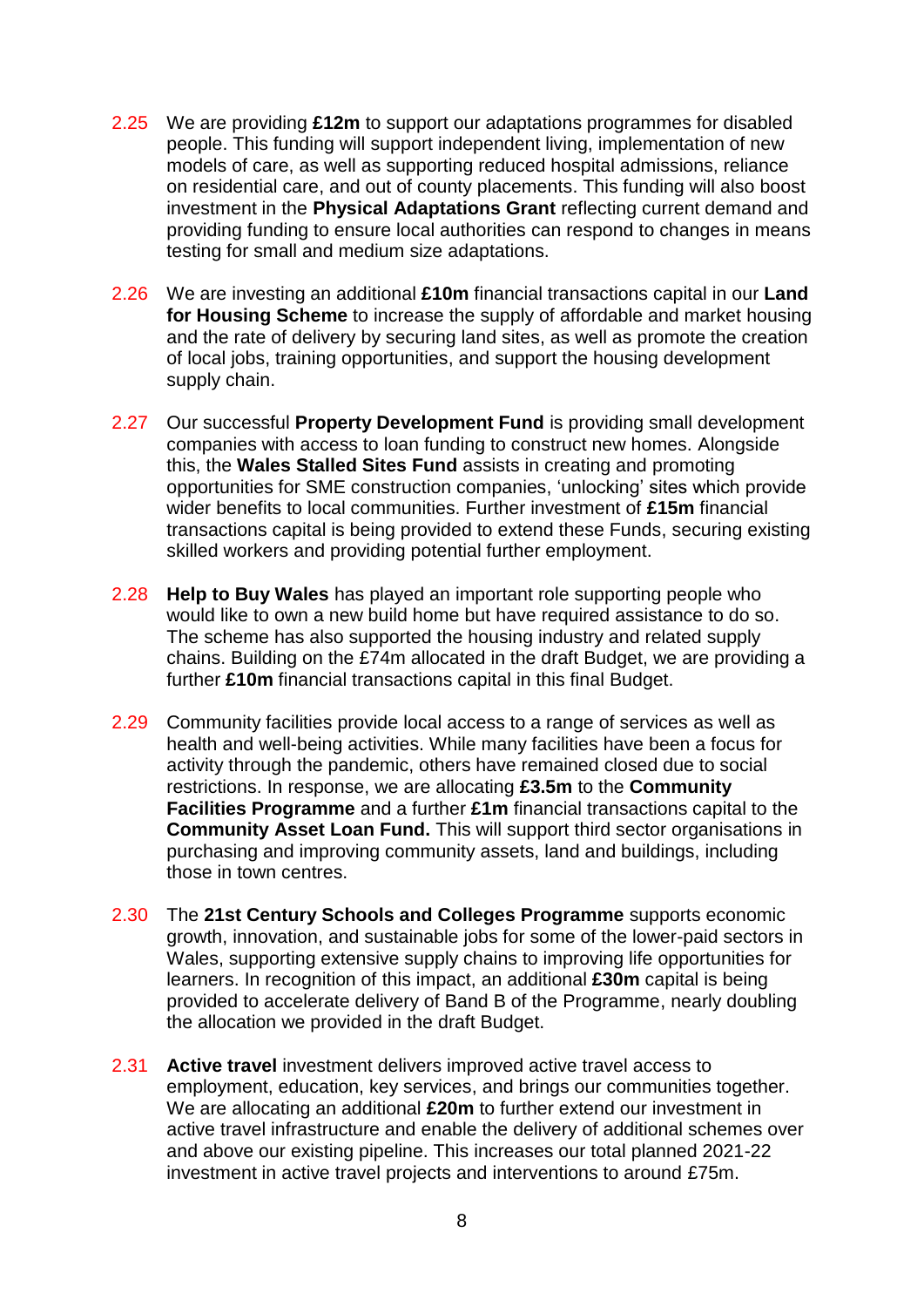2.25 We are providing **£12m** to support our adaptations programmes for disabled people. This funding will support independent living, implementation of new models of care, as well as supporting reduced hospital admissions, reliance on residential care, and out of county placements. This funding will also boost investment in the **Physical Adaptations Grant** reflecting current demand and providing funding to ensure local authorities can respond to changes in means testing for small and medium size adaptations.

2.26 We are investing an additional **£10m** financial transactions capital in our **Land for Housing Scheme** to increase the supply of affordable and market housing and the rate of delivery by securing land sites, as well as promote the creation of local jobs, training opportunities, and support the housing development supply chain.

2.27 Our successful **Property Development Fund** is providing small development companies with access to loan funding to construct new homes. Alongside this, the **Wales Stalled Sites Fund** assists in creating and promoting opportunities for SME construction companies, 'unlocking' sites which provide wider benefits to local communities. Further investment of **£15m** financial transactions capital is being provided to extend these Funds, securing existing skilled workers and providing potential further employment.

2.28 **Help to Buy Wales** has played an important role supporting people who would like to own a new build home but have required assistance to do so. The scheme has also supported the housing industry and related supply chains. Building on the £74m allocated in the draft Budget, we are providing a further **£10m** financial transactions capital in this final Budget.

2.29 Community facilities provide local access to a range of services as well as health and well-being activities. While many facilities have been a focus for activity through the pandemic, others have remained closed due to social restrictions. In response, we are allocating **£3.5m** to the **Community Facilities Programme** and a further **£1m** financial transactions capital to the **Community Asset Loan Fund.** This will support third sector organisations in purchasing and improving community assets, land and buildings, including those in town centres.

2.30 The **21st Century Schools and Colleges Programme** supports economic growth, innovation, and sustainable jobs for some of the lower-paid sectors in Wales, supporting extensive supply chains to improving life opportunities for learners. In recognition of this impact, an additional **£30m** capital is being provided to accelerate delivery of Band B of the Programme, nearly doubling the allocation we provided in the draft Budget.

2.31 **Active travel** investment delivers improved active travel access to employment, education, key services, and brings our communities together. We are allocating an additional **£20m** to further extend our investment in active travel infrastructure and enable the delivery of additional schemes over and above our existing pipeline. This increases our total planned 2021-22 investment in active travel projects and interventions to around £75m.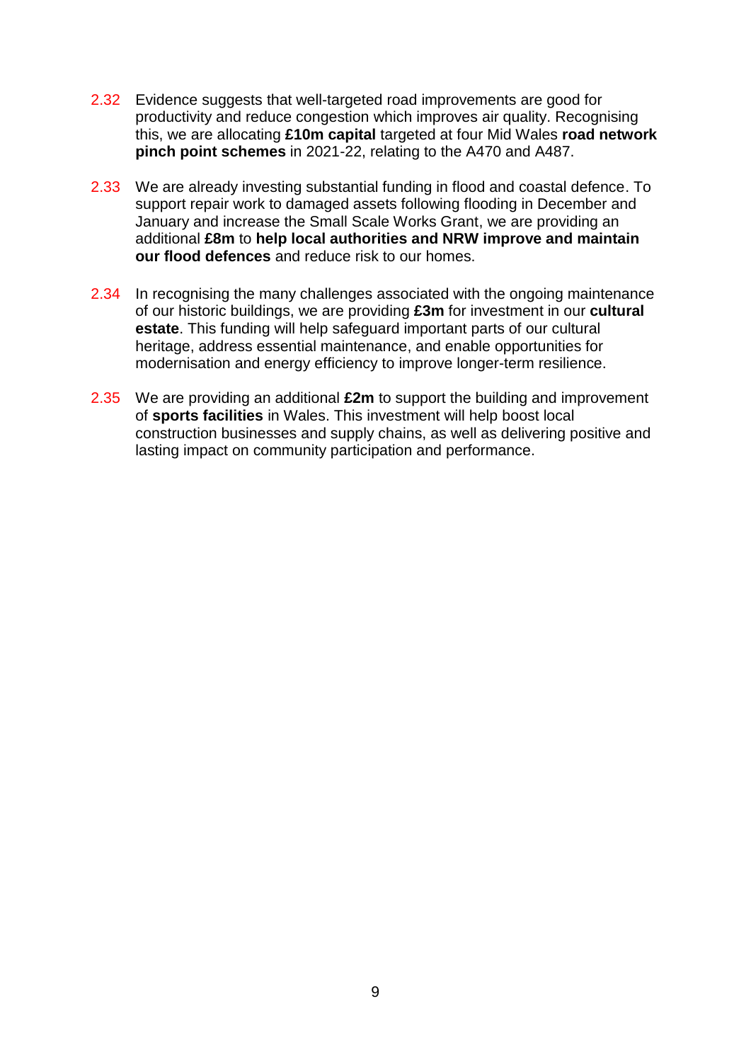2.32 Evidence suggests that well-targeted road improvements are good for productivity and reduce congestion which improves air quality. Recognising this, we are allocating **£10m capital** targeted at four Mid Wales **road network pinch point schemes** in 2021-22, relating to the A470 and A487.

2.33 We are already investing substantial funding in flood and coastal defence. To support repair work to damaged assets following flooding in December and January and increase the Small Scale Works Grant, we are providing an additional **£8m** to **help local authorities and NRW improve and maintain our flood defences** and reduce risk to our homes.

2.34 In recognising the many challenges associated with the ongoing maintenance of our historic buildings, we are providing **£3m** for investment in our **cultural estate**. This funding will help safeguard important parts of our cultural heritage, address essential maintenance, and enable opportunities for modernisation and energy efficiency to improve longer-term resilience.

2.35 We are providing an additional **£2m** to support the building and improvement of **sports facilities** in Wales. This investment will help boost local construction businesses and supply chains, as well as delivering positive and lasting impact on community participation and performance.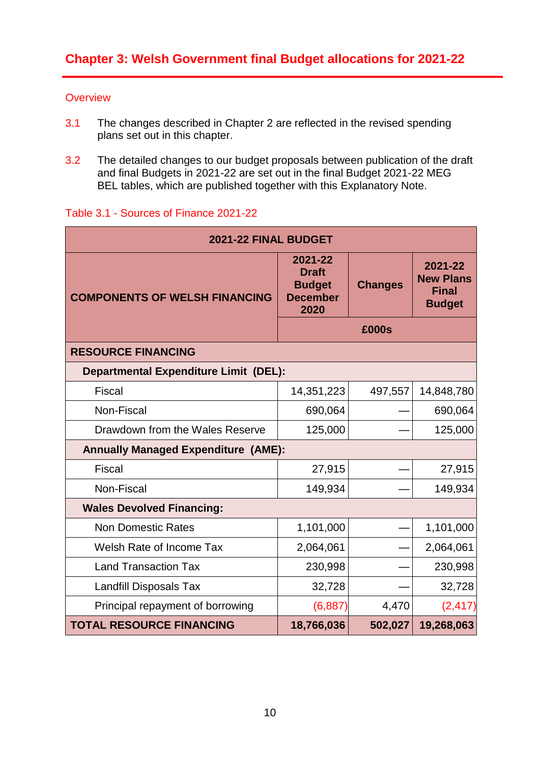## Chapter 3: Welsh Government final Budget allocations for 2021-22

### Overview

3.1 The changes described in Chapter 2 are reflected in the revised spending plans set out in this chapter.

3.2 The detailed changes to our budget proposals between publication of the draft and final Budgets in 2021-22 are set out in the final Budget 2021-22 MEG BEL tables, which are published together with this Explanatory Note.

Table 3.1 - Sources of Finance 2021-22

| 2021-22 FINAL BUDGET | | | |
|---|---|---|---|
| **COMPONENTS OF WELSH FINANCING** | **2021-22 Draft Budget December 2020** | **Changes** | **2021-22 New Plans Final Budget** |
| | | **£000s** | |
| **RESOURCE FINANCING** | | | |
| **Departmental Expenditure Limit (DEL):** | | | |
| Fiscal | 14,351,223 | 497,557 | 14,848,780 |
| Non-Fiscal | 690,064 | — | 690,064 |
| Drawdown from the Wales Reserve | 125,000 | — | 125,000 |
| **Annually Managed Expenditure (AME):** | | | |
| Fiscal | 27,915 | — | 27,915 |
| Non-Fiscal | 149,934 | — | 149,934 |
| **Wales Devolved Financing:** | | | |
| Non Domestic Rates | 1,101,000 | — | 1,101,000 |
| Welsh Rate of Income Tax | 2,064,061 | — | 2,064,061 |
| Land Transaction Tax | 230,998 | — | 230,998 |
| Landfill Disposals Tax | 32,728 | — | 32,728 |
| Principal repayment of borrowing | (6,887) | 4,470 | (2,417) |
| **TOTAL RESOURCE FINANCING** | **18,766,036** | **502,027** | **19,268,063** |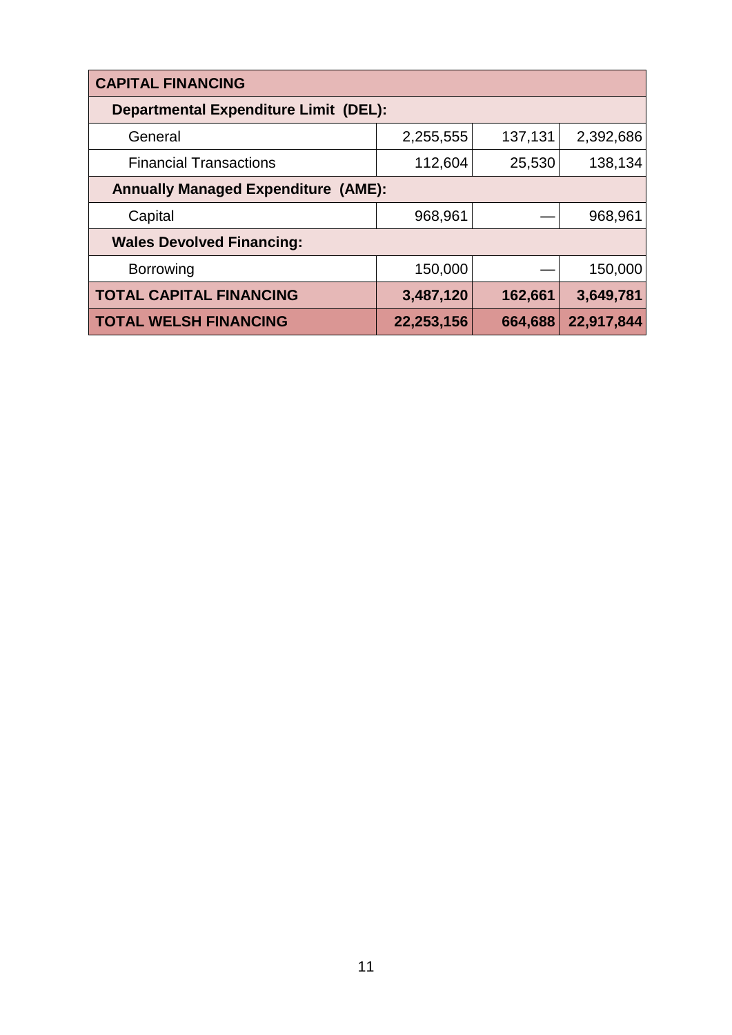| CAPITAL FINANCING | | | |
|---|---|---|---|
| **Departmental Expenditure Limit (DEL):** | | | |
| General | 2,255,555 | 137,131 | 2,392,686 |
| Financial Transactions | 112,604 | 25,530 | 138,134 |
| **Annually Managed Expenditure (AME):** | | | |
| Capital | 968,961 | — | 968,961 |
| **Wales Devolved Financing:** | | | |
| Borrowing | 150,000 | — | 150,000 |
| **TOTAL CAPITAL FINANCING** | **3,487,120** | **162,661** | **3,649,781** |
| **TOTAL WELSH FINANCING** | **22,253,156** | **664,688** | **22,917,844** |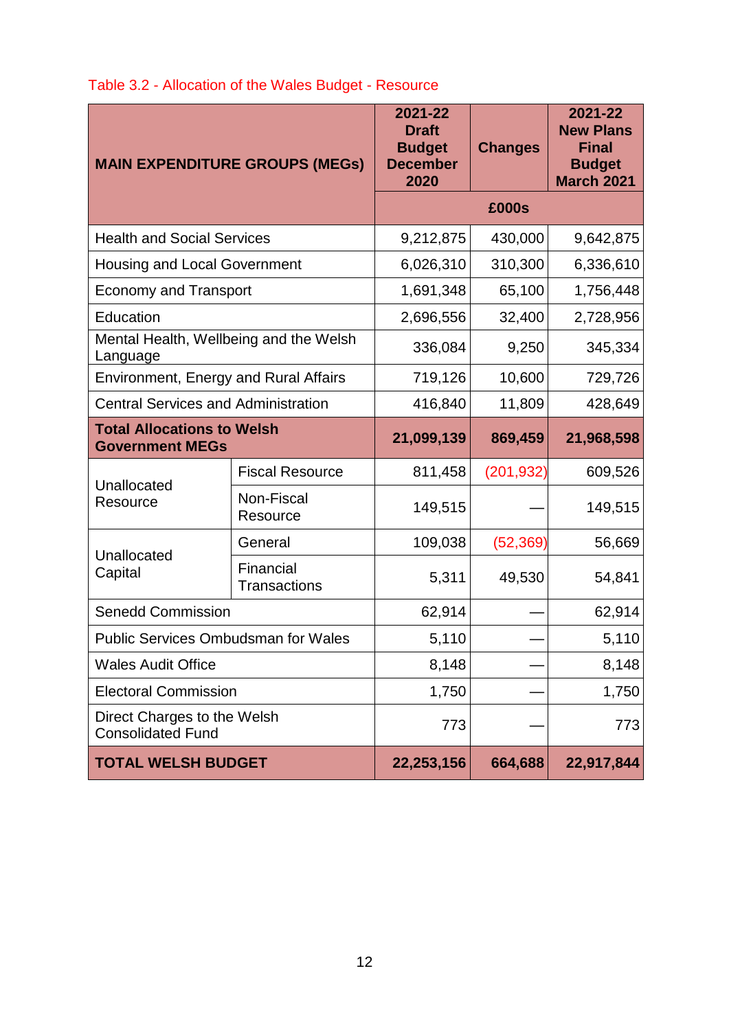Table 3.2 - Allocation of the Wales Budget - Resource

| MAIN EXPENDITURE GROUPS (MEGs) | | 2021-22 Draft Budget December 2020 | Changes | 2021-22 New Plans Final Budget March 2021 |
|---|---|---|---|---|
| | | | £000s | |
| Health and Social Services | | 9,212,875 | 430,000 | 9,642,875 |
| Housing and Local Government | | 6,026,310 | 310,300 | 6,336,610 |
| Economy and Transport | | 1,691,348 | 65,100 | 1,756,448 |
| Education | | 2,696,556 | 32,400 | 2,728,956 |
| Mental Health, Wellbeing and the Welsh Language | | 336,084 | 9,250 | 345,334 |
| Environment, Energy and Rural Affairs | | 719,126 | 10,600 | 729,726 |
| Central Services and Administration | | 416,840 | 11,809 | 428,649 |
| **Total Allocations to Welsh Government MEGs** | | **21,099,139** | **869,459** | **21,968,598** |
| Unallocated Resource | Fiscal Resource | 811,458 | (201,932) | 609,526 |
| | Non-Fiscal Resource | 149,515 | — | 149,515 |
| Unallocated Capital | General | 109,038 | (52,369) | 56,669 |
| | Financial Transactions | 5,311 | 49,530 | 54,841 |
| Senedd Commission | | 62,914 | — | 62,914 |
| Public Services Ombudsman for Wales | | 5,110 | — | 5,110 |
| Wales Audit Office | | 8,148 | — | 8,148 |
| Electoral Commission | | 1,750 | — | 1,750 |
| Direct Charges to the Welsh Consolidated Fund | | 773 | — | 773 |
| **TOTAL WELSH BUDGET** | | **22,253,156** | **664,688** | **22,917,844** |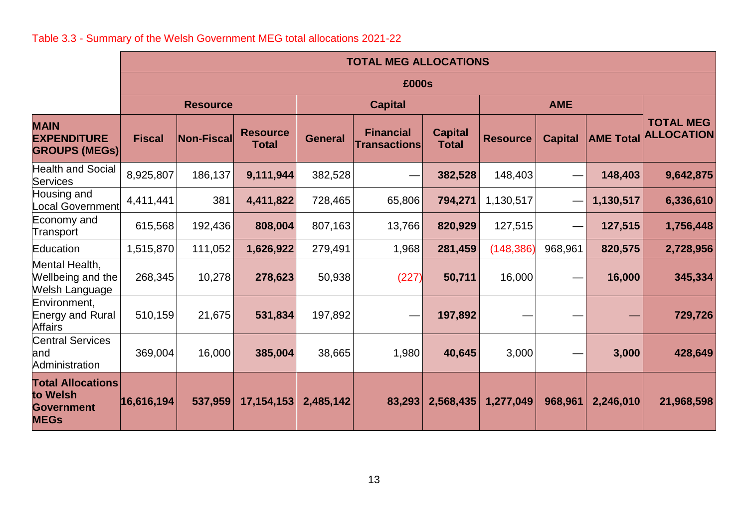Table 3.3 - Summary of the Welsh Government MEG total allocations 2021-22

| | TOTAL MEG ALLOCATIONS | | | | | | | | | |
|---|---|---|---|---|---|---|---|---|---|---|
| | £000s | | | | | | | | | |
| | Resource | | | Capital | | | AME | | | |
| **MAIN EXPENDITURE GROUPS (MEGs)** | **Fiscal** | **Non-Fiscal** | **Resource Total** | **General** | **Financial Transactions** | **Capital Total** | **Resource** | **Capital** | **AME Total** | **TOTAL MEG ALLOCATION** |
| Health and Social Services | 8,925,807 | 186,137 | **9,111,944** | 382,528 | — | **382,528** | 148,403 | — | **148,403** | **9,642,875** |
| Housing and Local Government | 4,411,441 | 381 | **4,411,822** | 728,465 | 65,806 | **794,271** | 1,130,517 | — | **1,130,517** | **6,336,610** |
| Economy and Transport | 615,568 | 192,436 | **808,004** | 807,163 | 13,766 | **820,929** | 127,515 | — | **127,515** | **1,756,448** |
| Education | 1,515,870 | 111,052 | **1,626,922** | 279,491 | 1,968 | **281,459** | (148,386) | 968,961 | **820,575** | **2,728,956** |
| Mental Health, Wellbeing and the Welsh Language | 268,345 | 10,278 | **278,623** | 50,938 | (227) | **50,711** | 16,000 | — | **16,000** | **345,334** |
| Environment, Energy and Rural Affairs | 510,159 | 21,675 | **531,834** | 197,892 | — | **197,892** | — | — | — | **729,726** |
| Central Services and Administration | 369,004 | 16,000 | **385,004** | 38,665 | 1,980 | **40,645** | 3,000 | — | **3,000** | **428,649** |
| **Total Allocations to Welsh Government MEGs** | **16,616,194** | **537,959** | **17,154,153** | **2,485,142** | **83,293** | **2,568,435** | **1,277,049** | **968,961** | **2,246,010** | **21,968,598** |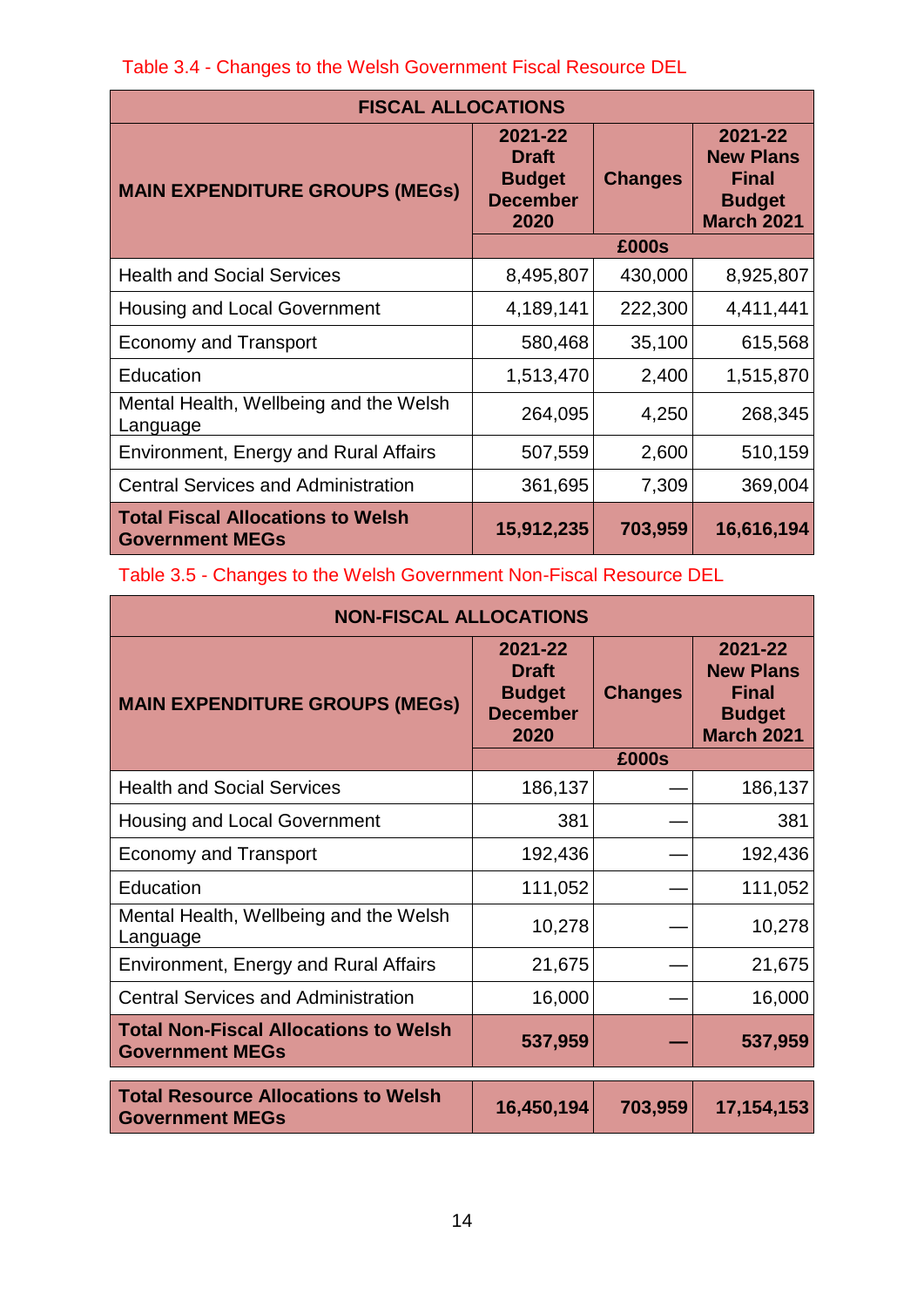Table 3.4 - Changes to the Welsh Government Fiscal Resource DEL

| FISCAL ALLOCATIONS | | | |
|---|---|---|---|
| **MAIN EXPENDITURE GROUPS (MEGs)** | **2021-22 Draft Budget December 2020** | **Changes** | **2021-22 New Plans Final Budget March 2021** |
| | | **£000s** | |
| Health and Social Services | 8,495,807 | 430,000 | 8,925,807 |
| Housing and Local Government | 4,189,141 | 222,300 | 4,411,441 |
| Economy and Transport | 580,468 | 35,100 | 615,568 |
| Education | 1,513,470 | 2,400 | 1,515,870 |
| Mental Health, Wellbeing and the Welsh Language | 264,095 | 4,250 | 268,345 |
| Environment, Energy and Rural Affairs | 507,559 | 2,600 | 510,159 |
| Central Services and Administration | 361,695 | 7,309 | 369,004 |
| **Total Fiscal Allocations to Welsh Government MEGs** | **15,912,235** | **703,959** | **16,616,194** |

Table 3.5 - Changes to the Welsh Government Non-Fiscal Resource DEL

| NON-FISCAL ALLOCATIONS | | | |
|---|---|---|---|
| **MAIN EXPENDITURE GROUPS (MEGs)** | **2021-22 Draft Budget December 2020** | **Changes** | **2021-22 New Plans Final Budget March 2021** |
| | | **£000s** | |
| Health and Social Services | 186,137 | — | 186,137 |
| Housing and Local Government | 381 | — | 381 |
| Economy and Transport | 192,436 | — | 192,436 |
| Education | 111,052 | — | 111,052 |
| Mental Health, Wellbeing and the Welsh Language | 10,278 | — | 10,278 |
| Environment, Energy and Rural Affairs | 21,675 | — | 21,675 |
| Central Services and Administration | 16,000 | — | 16,000 |
| **Total Non-Fiscal Allocations to Welsh Government MEGs** | **537,959** | **—** | **537,959** |

| | | | |
|---|---|---|---|
| **Total Resource Allocations to Welsh Government MEGs** | **16,450,194** | **703,959** | **17,154,153** |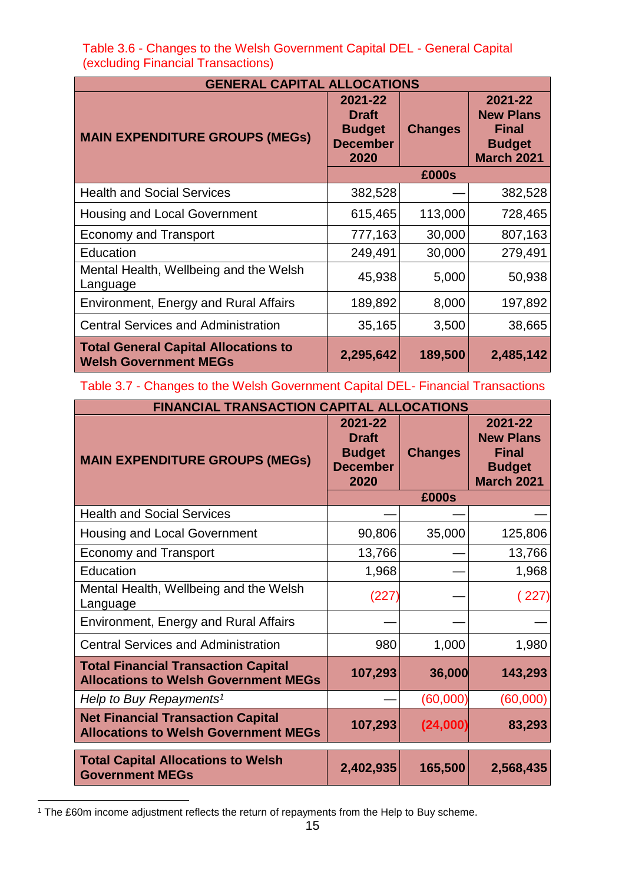Table 3.6 - Changes to the Welsh Government Capital DEL - General Capital (excluding Financial Transactions)

| GENERAL CAPITAL ALLOCATIONS | | | |
|---|---|---|---|
| **MAIN EXPENDITURE GROUPS (MEGs)** | **2021-22 Draft Budget December 2020** | **Changes** | **2021-22 New Plans Final Budget March 2021** |
| | | **£000s** | |
| Health and Social Services | 382,528 | — | 382,528 |
| Housing and Local Government | 615,465 | 113,000 | 728,465 |
| Economy and Transport | 777,163 | 30,000 | 807,163 |
| Education | 249,491 | 30,000 | 279,491 |
| Mental Health, Wellbeing and the Welsh Language | 45,938 | 5,000 | 50,938 |
| Environment, Energy and Rural Affairs | 189,892 | 8,000 | 197,892 |
| Central Services and Administration | 35,165 | 3,500 | 38,665 |
| **Total General Capital Allocations to Welsh Government MEGs** | **2,295,642** | **189,500** | **2,485,142** |

Table 3.7 - Changes to the Welsh Government Capital DEL- Financial Transactions

| FINANCIAL TRANSACTION CAPITAL ALLOCATIONS | | | |
|---|---|---|---|
| **MAIN EXPENDITURE GROUPS (MEGs)** | **2021-22 Draft Budget December 2020** | **Changes** | **2021-22 New Plans Final Budget March 2021** |
| | | **£000s** | |
| Health and Social Services | — | — | — |
| Housing and Local Government | 90,806 | 35,000 | 125,806 |
| Economy and Transport | 13,766 | — | 13,766 |
| Education | 1,968 | — | 1,968 |
| Mental Health, Wellbeing and the Welsh Language | (227) | — | (227) |
| Environment, Energy and Rural Affairs | — | — | — |
| Central Services and Administration | 980 | 1,000 | 1,980 |
| **Total Financial Transaction Capital Allocations to Welsh Government MEGs** | **107,293** | **36,000** | **143,293** |
| *Help to Buy Repayments*[1] | — | (60,000) | (60,000) |
| **Net Financial Transaction Capital Allocations to Welsh Government MEGs** | **107,293** | **(24,000)** | **83,293** |
| **Total Capital Allocations to Welsh Government MEGs** | **2,402,935** | **165,500** | **2,568,435** |

[1] The £60m income adjustment reflects the return of repayments from the Help to Buy scheme.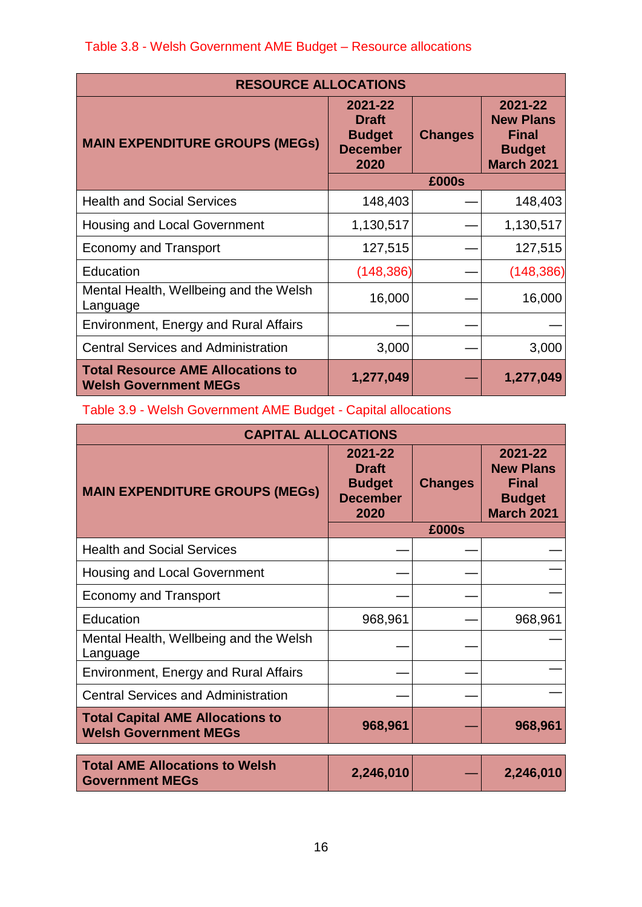Table 3.8 - Welsh Government AME Budget – Resource allocations

| RESOURCE ALLOCATIONS | | | |
|---|---|---|---|
| **MAIN EXPENDITURE GROUPS (MEGs)** | **2021-22 Draft Budget December 2020** | **Changes** | **2021-22 New Plans Final Budget March 2021** |
| | | **£000s** | |
| Health and Social Services | 148,403 | — | 148,403 |
| Housing and Local Government | 1,130,517 | — | 1,130,517 |
| Economy and Transport | 127,515 | — | 127,515 |
| Education | (148,386) | — | (148,386) |
| Mental Health, Wellbeing and the Welsh Language | 16,000 | — | 16,000 |
| Environment, Energy and Rural Affairs | — | — | — |
| Central Services and Administration | 3,000 | — | 3,000 |
| **Total Resource AME Allocations to Welsh Government MEGs** | **1,277,049** | **—** | **1,277,049** |

Table 3.9 - Welsh Government AME Budget - Capital allocations

| CAPITAL ALLOCATIONS | | | |
|---|---|---|---|
| **MAIN EXPENDITURE GROUPS (MEGs)** | **2021-22 Draft Budget December 2020** | **Changes** | **2021-22 New Plans Final Budget March 2021** |
| | | **£000s** | |
| Health and Social Services | — | — | — |
| Housing and Local Government | — | — | — |
| Economy and Transport | — | — | — |
| Education | 968,961 | — | 968,961 |
| Mental Health, Wellbeing and the Welsh Language | — | — | — |
| Environment, Energy and Rural Affairs | — | — | — |
| Central Services and Administration | — | — | — |
| **Total Capital AME Allocations to Welsh Government MEGs** | **968,961** | **—** | **968,961** |
| | | | |
| **Total AME Allocations to Welsh Government MEGs** | **2,246,010** | **—** | **2,246,010** |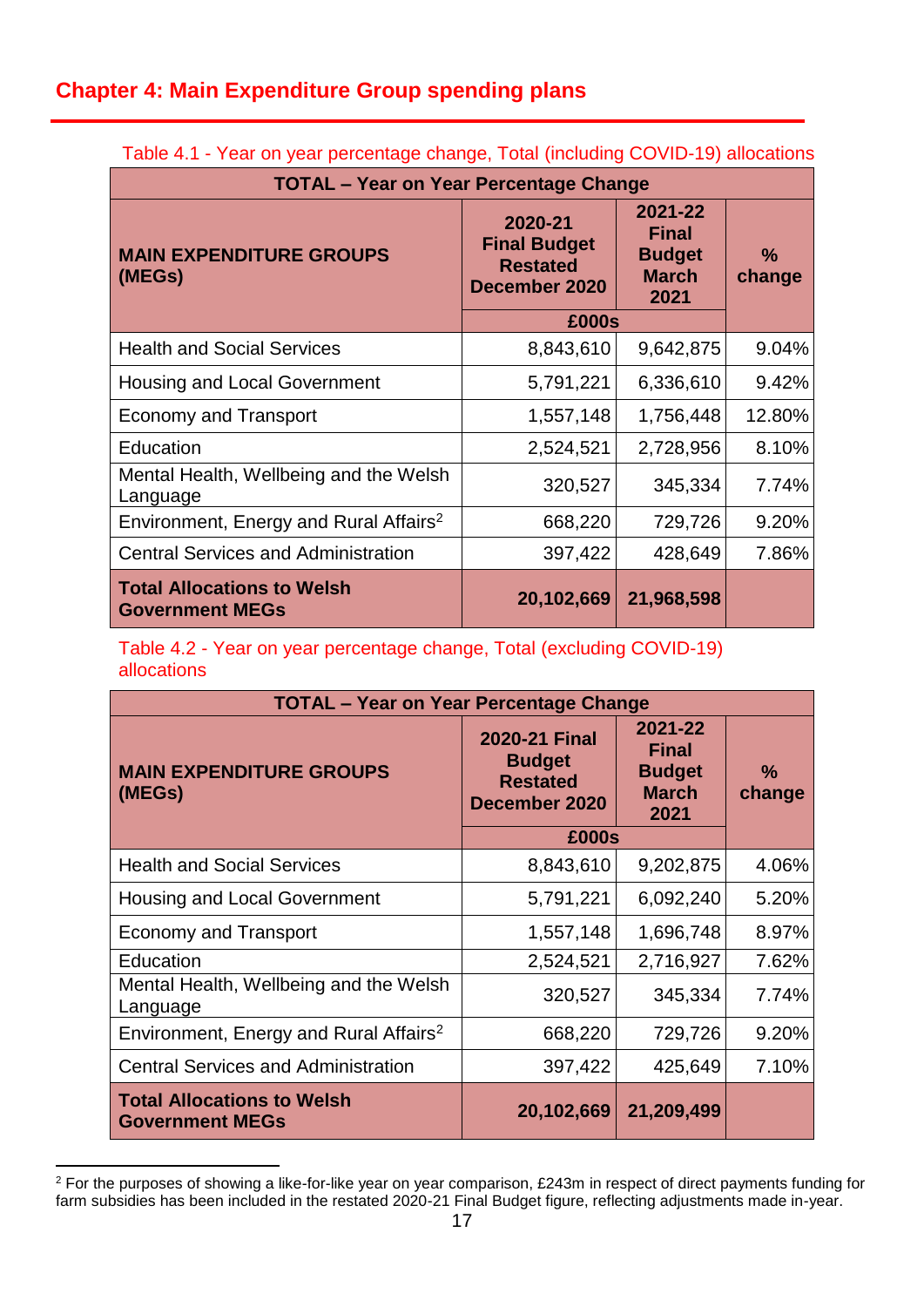# Chapter 4: Main Expenditure Group spending plans

Table 4.1 - Year on year percentage change, Total (including COVID-19) allocations

| TOTAL – Year on Year Percentage Change | | | |
|---|---|---|---|
| **MAIN EXPENDITURE GROUPS (MEGs)** | **2020-21 Final Budget Restated December 2020** | **2021-22 Final Budget March 2021** | **% change** |
| | **£000s** | | |
| Health and Social Services | 8,843,610 | 9,642,875 | 9.04% |
| Housing and Local Government | 5,791,221 | 6,336,610 | 9.42% |
| Economy and Transport | 1,557,148 | 1,756,448 | 12.80% |
| Education | 2,524,521 | 2,728,956 | 8.10% |
| Mental Health, Wellbeing and the Welsh Language | 320,527 | 345,334 | 7.74% |
| Environment, Energy and Rural Affairs[2] | 668,220 | 729,726 | 9.20% |
| Central Services and Administration | 397,422 | 428,649 | 7.86% |
| **Total Allocations to Welsh Government MEGs** | **20,102,669** | **21,968,598** | |

Table 4.2 - Year on year percentage change, Total (excluding COVID-19) allocations

| TOTAL – Year on Year Percentage Change | | | |
|---|---|---|---|
| **MAIN EXPENDITURE GROUPS (MEGs)** | **2020-21 Final Budget Restated December 2020** | **2021-22 Final Budget March 2021** | **% change** |
| | **£000s** | | |
| Health and Social Services | 8,843,610 | 9,202,875 | 4.06% |
| Housing and Local Government | 5,791,221 | 6,092,240 | 5.20% |
| Economy and Transport | 1,557,148 | 1,696,748 | 8.97% |
| Education | 2,524,521 | 2,716,927 | 7.62% |
| Mental Health, Wellbeing and the Welsh Language | 320,527 | 345,334 | 7.74% |
| Environment, Energy and Rural Affairs[2] | 668,220 | 729,726 | 9.20% |
| Central Services and Administration | 397,422 | 425,649 | 7.10% |
| **Total Allocations to Welsh Government MEGs** | **20,102,669** | **21,209,499** | |

[2] For the purposes of showing a like-for-like year on year comparison, £243m in respect of direct payments funding for farm subsidies has been included in the restated 2020-21 Final Budget figure, reflecting adjustments made in-year.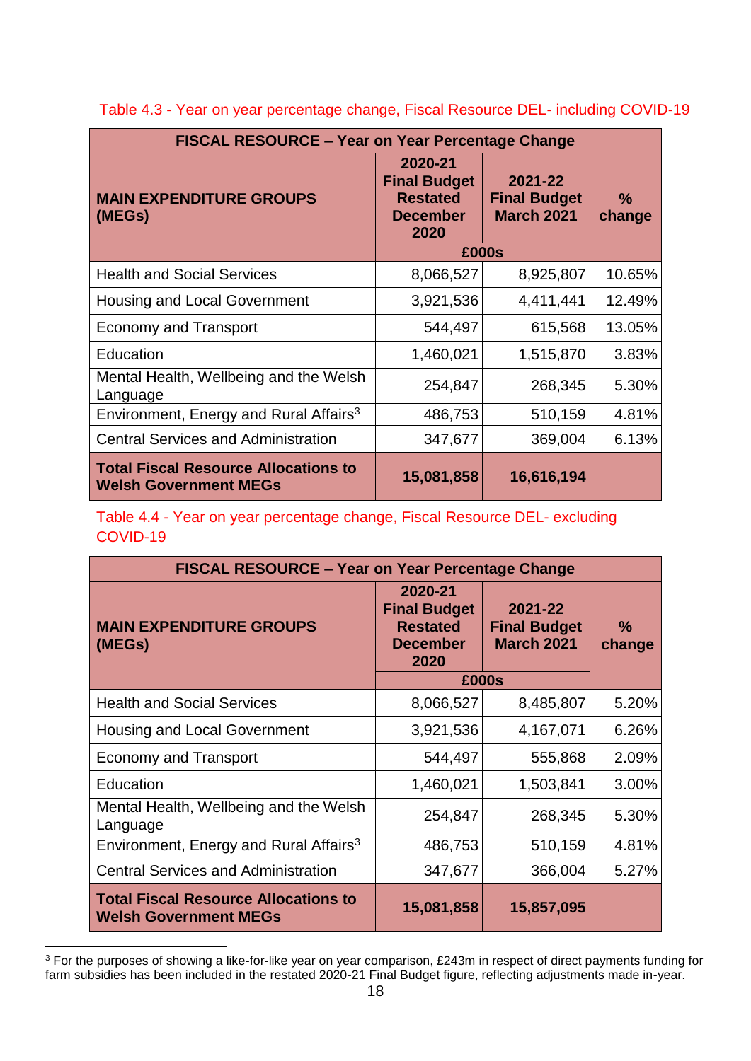Table 4.3 - Year on year percentage change, Fiscal Resource DEL- including COVID-19

| FISCAL RESOURCE – Year on Year Percentage Change | | | |
|---|---|---|---|
| **MAIN EXPENDITURE GROUPS (MEGs)** | **2020-21 Final Budget Restated December 2020** | **2021-22 Final Budget March 2021** | **% change** |
| | **£000s** | | |
| Health and Social Services | 8,066,527 | 8,925,807 | 10.65% |
| Housing and Local Government | 3,921,536 | 4,411,441 | 12.49% |
| Economy and Transport | 544,497 | 615,568 | 13.05% |
| Education | 1,460,021 | 1,515,870 | 3.83% |
| Mental Health, Wellbeing and the Welsh Language | 254,847 | 268,345 | 5.30% |
| Environment, Energy and Rural Affairs[3] | 486,753 | 510,159 | 4.81% |
| Central Services and Administration | 347,677 | 369,004 | 6.13% |
| **Total Fiscal Resource Allocations to Welsh Government MEGs** | **15,081,858** | **16,616,194** | |

Table 4.4 - Year on year percentage change, Fiscal Resource DEL- excluding COVID-19

| FISCAL RESOURCE – Year on Year Percentage Change | | | |
|---|---|---|---|
| **MAIN EXPENDITURE GROUPS (MEGs)** | **2020-21 Final Budget Restated December 2020** | **2021-22 Final Budget March 2021** | **% change** |
| | **£000s** | | |
| Health and Social Services | 8,066,527 | 8,485,807 | 5.20% |
| Housing and Local Government | 3,921,536 | 4,167,071 | 6.26% |
| Economy and Transport | 544,497 | 555,868 | 2.09% |
| Education | 1,460,021 | 1,503,841 | 3.00% |
| Mental Health, Wellbeing and the Welsh Language | 254,847 | 268,345 | 5.30% |
| Environment, Energy and Rural Affairs[3] | 486,753 | 510,159 | 4.81% |
| Central Services and Administration | 347,677 | 366,004 | 5.27% |
| **Total Fiscal Resource Allocations to Welsh Government MEGs** | **15,081,858** | **15,857,095** | |

[3] For the purposes of showing a like-for-like year on year comparison, £243m in respect of direct payments funding for farm subsidies has been included in the restated 2020-21 Final Budget figure, reflecting adjustments made in-year.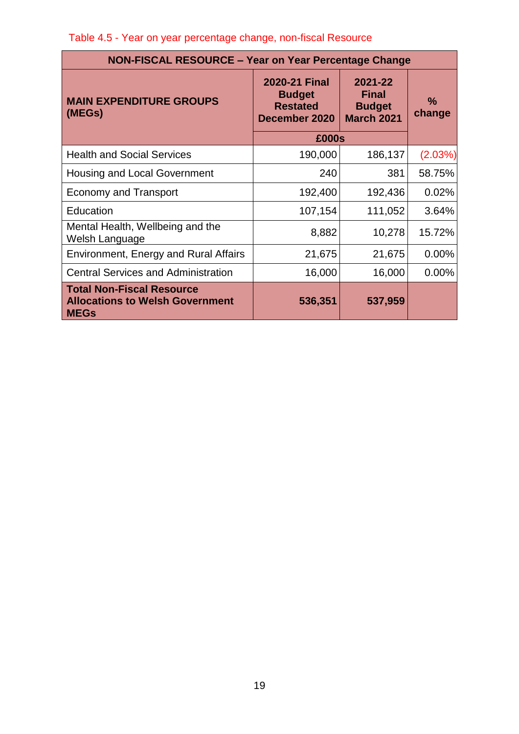Table 4.5 - Year on year percentage change, non-fiscal Resource

| NON-FISCAL RESOURCE – Year on Year Percentage Change | | | |
|---|---|---|---|
| **MAIN EXPENDITURE GROUPS (MEGs)** | **2020-21 Final Budget Restated December 2020** | **2021-22 Final Budget March 2021** | **% change** |
| | **£000s** | | |
| Health and Social Services | 190,000 | 186,137 | (2.03%) |
| Housing and Local Government | 240 | 381 | 58.75% |
| Economy and Transport | 192,400 | 192,436 | 0.02% |
| Education | 107,154 | 111,052 | 3.64% |
| Mental Health, Wellbeing and the Welsh Language | 8,882 | 10,278 | 15.72% |
| Environment, Energy and Rural Affairs | 21,675 | 21,675 | 0.00% |
| Central Services and Administration | 16,000 | 16,000 | 0.00% |
| **Total Non-Fiscal Resource Allocations to Welsh Government MEGs** | **536,351** | **537,959** | |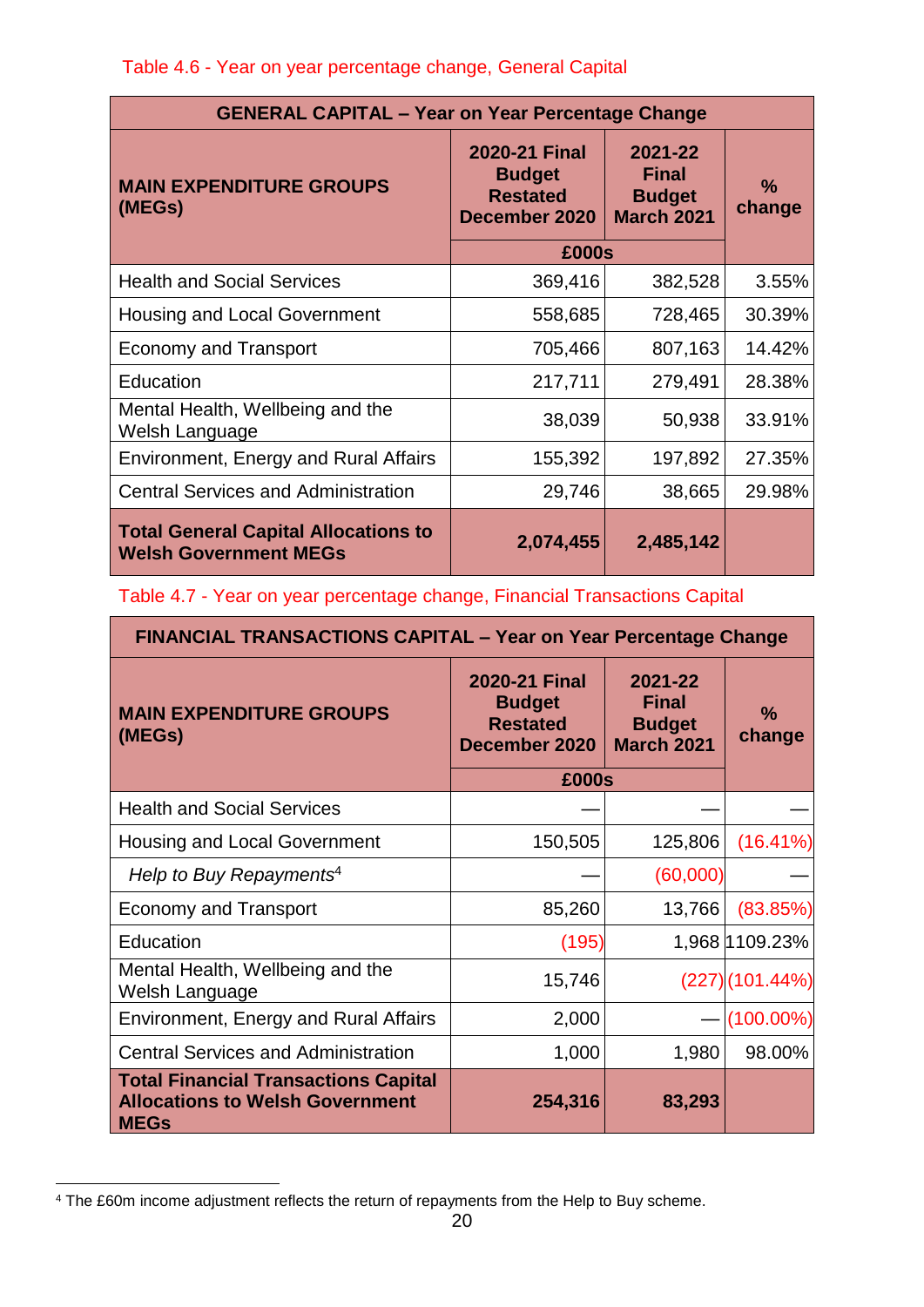Table 4.6 - Year on year percentage change, General Capital

| GENERAL CAPITAL – Year on Year Percentage Change | | | |
|---|---|---|---|
| **MAIN EXPENDITURE GROUPS (MEGs)** | **2020-21 Final Budget Restated December 2020** | **2021-22 Final Budget March 2021** | **% change** |
| | **£000s** | | |
| Health and Social Services | 369,416 | 382,528 | 3.55% |
| Housing and Local Government | 558,685 | 728,465 | 30.39% |
| Economy and Transport | 705,466 | 807,163 | 14.42% |
| Education | 217,711 | 279,491 | 28.38% |
| Mental Health, Wellbeing and the Welsh Language | 38,039 | 50,938 | 33.91% |
| Environment, Energy and Rural Affairs | 155,392 | 197,892 | 27.35% |
| Central Services and Administration | 29,746 | 38,665 | 29.98% |
| **Total General Capital Allocations to Welsh Government MEGs** | **2,074,455** | **2,485,142** | |

Table 4.7 - Year on year percentage change, Financial Transactions Capital

| FINANCIAL TRANSACTIONS CAPITAL – Year on Year Percentage Change | | | |
|---|---|---|---|
| **MAIN EXPENDITURE GROUPS (MEGs)** | **2020-21 Final Budget Restated December 2020** | **2021-22 Final Budget March 2021** | **% change** |
| | **£000s** | | |
| Health and Social Services | — | — | — |
| Housing and Local Government | 150,505 | 125,806 | (16.41%) |
| *Help to Buy Repayments*[4] | — | (60,000) | — |
| Economy and Transport | 85,260 | 13,766 | (83.85%) |
| Education | (195) | 1,968 | 1109.23% |
| Mental Health, Wellbeing and the Welsh Language | 15,746 | (227) | (101.44%) |
| Environment, Energy and Rural Affairs | 2,000 | — | (100.00%) |
| Central Services and Administration | 1,000 | 1,980 | 98.00% |
| **Total Financial Transactions Capital Allocations to Welsh Government MEGs** | **254,316** | **83,293** | |

[4] The £60m income adjustment reflects the return of repayments from the Help to Buy scheme.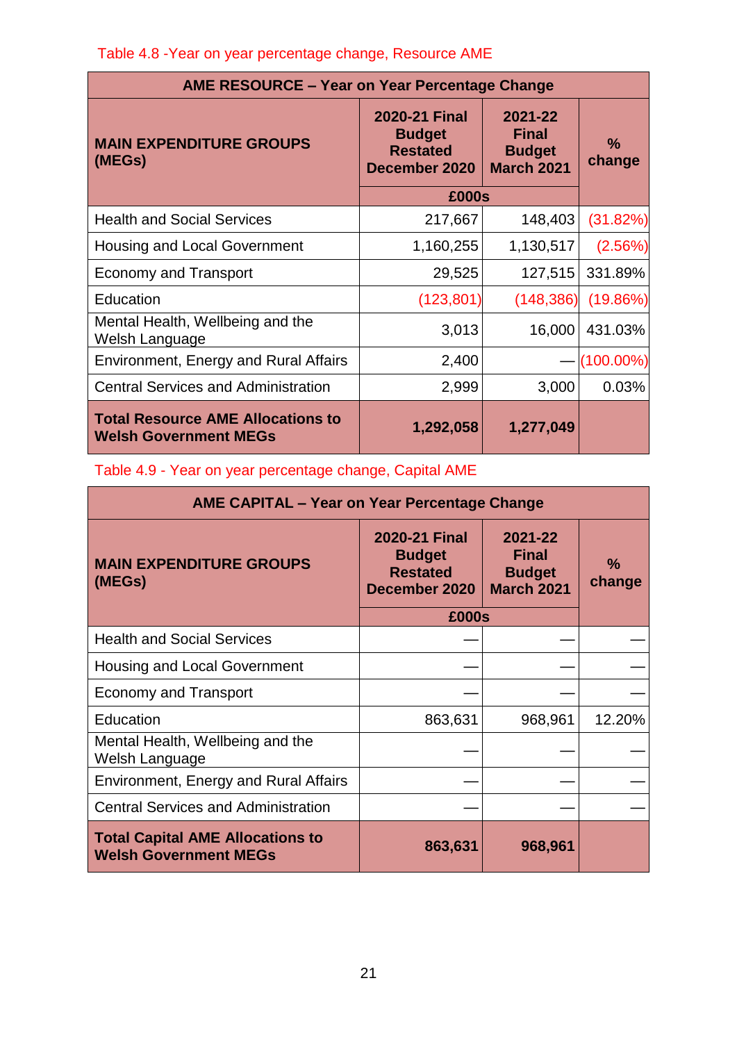Table 4.8 -Year on year percentage change, Resource AME

| AME RESOURCE – Year on Year Percentage Change | | | |
|---|---|---|---|
| **MAIN EXPENDITURE GROUPS (MEGs)** | **2020-21 Final Budget Restated December 2020** | **2021-22 Final Budget March 2021** | **% change** |
| | **£000s** | | |
| Health and Social Services | 217,667 | 148,403 | (31.82%) |
| Housing and Local Government | 1,160,255 | 1,130,517 | (2.56%) |
| Economy and Transport | 29,525 | 127,515 | 331.89% |
| Education | (123,801) | (148,386) | (19.86%) |
| Mental Health, Wellbeing and the Welsh Language | 3,013 | 16,000 | 431.03% |
| Environment, Energy and Rural Affairs | 2,400 | — | (100.00%) |
| Central Services and Administration | 2,999 | 3,000 | 0.03% |
| **Total Resource AME Allocations to Welsh Government MEGs** | **1,292,058** | **1,277,049** | |

Table 4.9 - Year on year percentage change, Capital AME

| AME CAPITAL – Year on Year Percentage Change | | | |
|---|---|---|---|
| **MAIN EXPENDITURE GROUPS (MEGs)** | **2020-21 Final Budget Restated December 2020** | **2021-22 Final Budget March 2021** | **% change** |
| | **£000s** | | |
| Health and Social Services | — | — | — |
| Housing and Local Government | — | — | — |
| Economy and Transport | — | — | — |
| Education | 863,631 | 968,961 | 12.20% |
| Mental Health, Wellbeing and the Welsh Language | — | — | — |
| Environment, Energy and Rural Affairs | — | — | — |
| Central Services and Administration | — | — | — |
| **Total Capital AME Allocations to Welsh Government MEGs** | **863,631** | **968,961** | |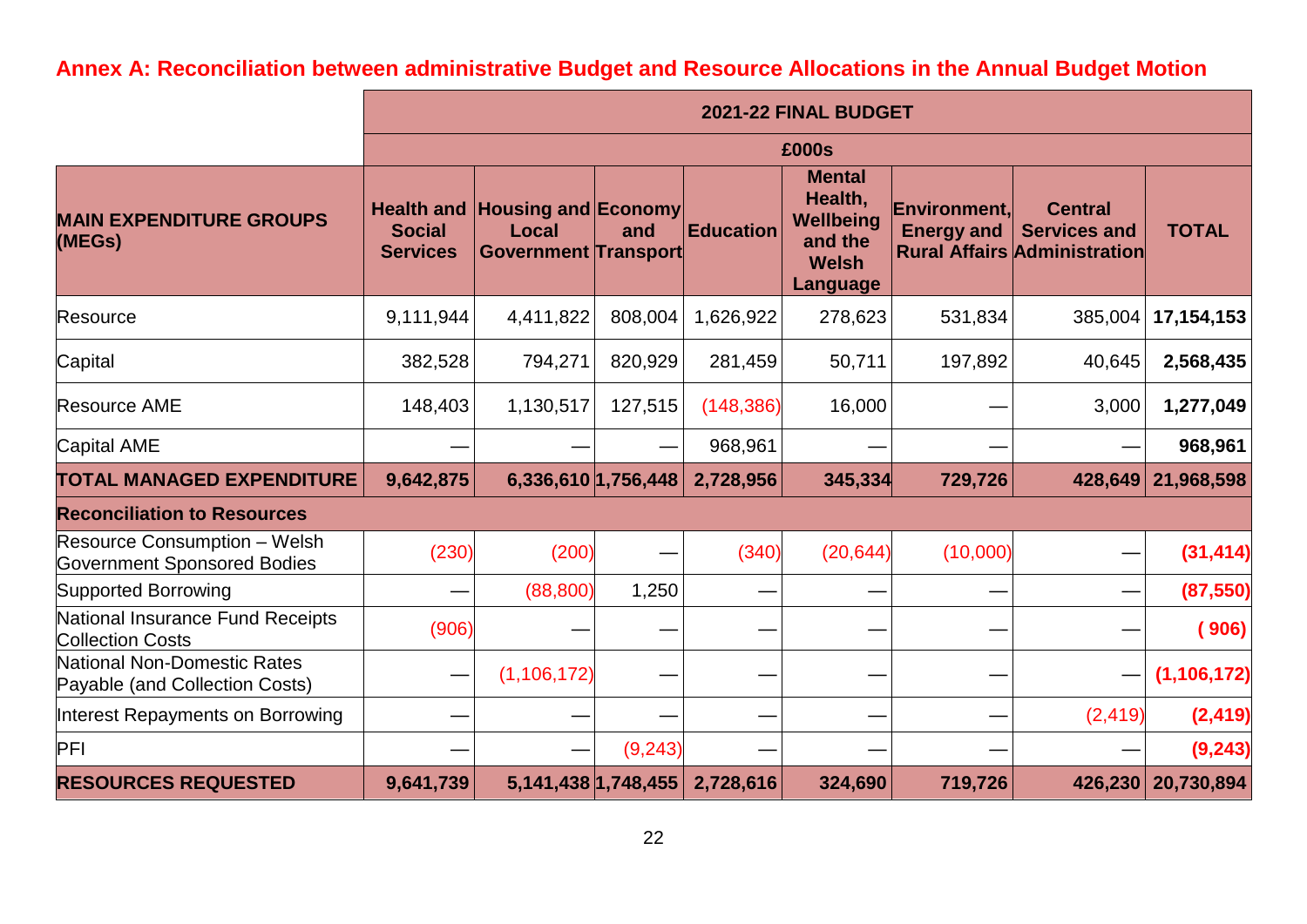## Annex A: Reconciliation between administrative Budget and Resource Allocations in the Annual Budget Motion

| | 2021-22 FINAL BUDGET | | | | | | | |
|---|---|---|---|---|---|---|---|---|
| | £000s | | | | | | | |
| **MAIN EXPENDITURE GROUPS (MEGs)** | **Health and Social Services** | **Housing and Local Government** | **Economy and Transport** | **Education** | **Mental Health, Wellbeing and the Welsh Language** | **Environment, Energy and Rural Affairs** | **Central Services and Administration** | **TOTAL** |
| Resource | 9,111,944 | 4,411,822 | 808,004 | 1,626,922 | 278,623 | 531,834 | 385,004 | **17,154,153** |
| Capital | 382,528 | 794,271 | 820,929 | 281,459 | 50,711 | 197,892 | 40,645 | **2,568,435** |
| Resource AME | 148,403 | 1,130,517 | 127,515 | (148,386) | 16,000 | — | 3,000 | **1,277,049** |
| Capital AME | — | — | — | 968,961 | — | — | — | **968,961** |
| **TOTAL MANAGED EXPENDITURE** | **9,642,875** | **6,336,610** | **1,756,448** | **2,728,956** | **345,334** | **729,726** | **428,649** | **21,968,598** |
| **Reconciliation to Resources** | | | | | | | | |
| Resource Consumption – Welsh Government Sponsored Bodies | (230) | (200) | — | (340) | (20,644) | (10,000) | — | **(31,414)** |
| Supported Borrowing | — | (88,800) | 1,250 | — | — | — | — | **(87,550)** |
| National Insurance Fund Receipts Collection Costs | (906) | — | — | — | — | — | — | **( 906)** |
| National Non-Domestic Rates Payable (and Collection Costs) | — | (1,106,172) | — | — | — | — | — | **(1,106,172)** |
| Interest Repayments on Borrowing | — | — | — | — | — | — | (2,419) | **(2,419)** |
| PFI | — | — | (9,243) | — | — | — | — | **(9,243)** |
| **RESOURCES REQUESTED** | **9,641,739** | **5,141,438** | **1,748,455** | **2,728,616** | **324,690** | **719,726** | **426,230** | **20,730,894** |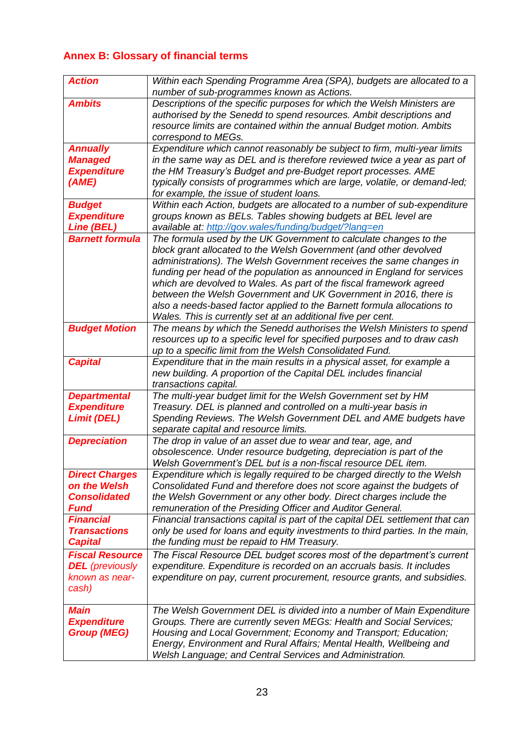## Annex B: Glossary of financial terms

| | |
|---|---|
| ***Action*** | *Within each Spending Programme Area (SPA), budgets are allocated to a number of sub-programmes known as Actions.* |
| ***Ambits*** | *Descriptions of the specific purposes for which the Welsh Ministers are authorised by the Senedd to spend resources. Ambit descriptions and resource limits are contained within the annual Budget motion. Ambits correspond to MEGs.* |
| ***Annually Managed Expenditure (AME)*** | *Expenditure which cannot reasonably be subject to firm, multi-year limits in the same way as DEL and is therefore reviewed twice a year as part of the HM Treasury's Budget and pre-Budget report processes. AME typically consists of programmes which are large, volatile, or demand-led; for example, the issue of student loans.* |
| ***Budget Expenditure Line (BEL)*** | *Within each Action, budgets are allocated to a number of sub-expenditure groups known as BELs. Tables showing budgets at BEL level are available at: [http://gov.wales/funding/budget/?lang=en](http://gov.wales/funding/budget/?lang=en)* |
| ***Barnett formula*** | *The formula used by the UK Government to calculate changes to the block grant allocated to the Welsh Government (and other devolved administrations). The Welsh Government receives the same changes in funding per head of the population as announced in England for services which are devolved to Wales. As part of the fiscal framework agreed between the Welsh Government and UK Government in 2016, there is also a needs-based factor applied to the Barnett formula allocations to Wales. This is currently set at an additional five per cent.* |
| ***Budget Motion*** | *The means by which the Senedd authorises the Welsh Ministers to spend resources up to a specific level for specified purposes and to draw cash up to a specific limit from the Welsh Consolidated Fund.* |
| ***Capital*** | *Expenditure that in the main results in a physical asset, for example a new building. A proportion of the Capital DEL includes financial transactions capital.* |
| ***Departmental Expenditure Limit (DEL)*** | *The multi-year budget limit for the Welsh Government set by HM Treasury. DEL is planned and controlled on a multi-year basis in Spending Reviews. The Welsh Government DEL and AME budgets have separate capital and resource limits.* |
| ***Depreciation*** | *The drop in value of an asset due to wear and tear, age, and obsolescence. Under resource budgeting, depreciation is part of the Welsh Government's DEL but is a non-fiscal resource DEL item.* |
| ***Direct Charges on the Welsh Consolidated Fund*** | *Expenditure which is legally required to be charged directly to the Welsh Consolidated Fund and therefore does not score against the budgets of the Welsh Government or any other body. Direct charges include the remuneration of the Presiding Officer and Auditor General.* |
| ***Financial Transactions Capital*** | *Financial transactions capital is part of the capital DEL settlement that can only be used for loans and equity investments to third parties. In the main, the funding must be repaid to HM Treasury.* |
| ***Fiscal Resource DEL** (previously known as near-cash)* | *The Fiscal Resource DEL budget scores most of the department's current expenditure. Expenditure is recorded on an accruals basis. It includes expenditure on pay, current procurement, resource grants, and subsidies.* |
| ***Main Expenditure Group (MEG)*** | *The Welsh Government DEL is divided into a number of Main Expenditure Groups. There are currently seven MEGs: Health and Social Services; Housing and Local Government; Economy and Transport; Education; Energy, Environment and Rural Affairs; Mental Health, Wellbeing and Welsh Language; and Central Services and Administration.* |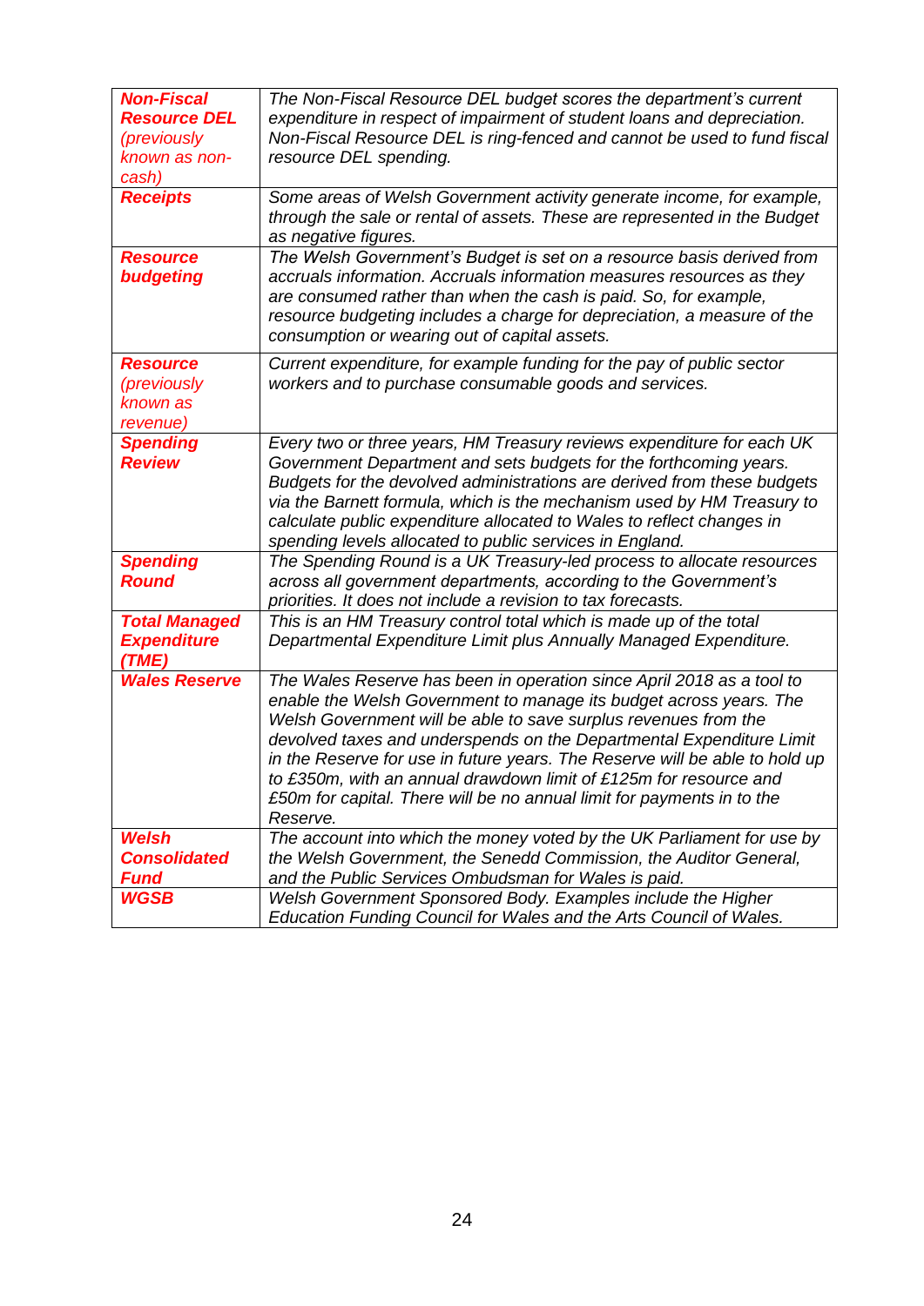| | |
|---|---|
| ***Non-Fiscal Resource DEL*** *(previously known as non-cash)* | *The Non-Fiscal Resource DEL budget scores the department's current expenditure in respect of impairment of student loans and depreciation. Non-Fiscal Resource DEL is ring-fenced and cannot be used to fund fiscal resource DEL spending.* |
| ***Receipts*** | *Some areas of Welsh Government activity generate income, for example, through the sale or rental of assets. These are represented in the Budget as negative figures.* |
| ***Resource budgeting*** | *The Welsh Government's Budget is set on a resource basis derived from accruals information. Accruals information measures resources as they are consumed rather than when the cash is paid. So, for example, resource budgeting includes a charge for depreciation, a measure of the consumption or wearing out of capital assets.* |
| ***Resource*** *(previously known as revenue)* | *Current expenditure, for example funding for the pay of public sector workers and to purchase consumable goods and services.* |
| ***Spending Review*** | *Every two or three years, HM Treasury reviews expenditure for each UK Government Department and sets budgets for the forthcoming years. Budgets for the devolved administrations are derived from these budgets via the Barnett formula, which is the mechanism used by HM Treasury to calculate public expenditure allocated to Wales to reflect changes in spending levels allocated to public services in England.* |
| ***Spending Round*** | *The Spending Round is a UK Treasury-led process to allocate resources across all government departments, according to the Government's priorities. It does not include a revision to tax forecasts.* |
| ***Total Managed Expenditure (TME)*** | *This is an HM Treasury control total which is made up of the total Departmental Expenditure Limit plus Annually Managed Expenditure.* |
| ***Wales Reserve*** | *The Wales Reserve has been in operation since April 2018 as a tool to enable the Welsh Government to manage its budget across years. The Welsh Government will be able to save surplus revenues from the devolved taxes and underspends on the Departmental Expenditure Limit in the Reserve for use in future years. The Reserve will be able to hold up to £350m, with an annual drawdown limit of £125m for resource and £50m for capital. There will be no annual limit for payments in to the Reserve.* |
| ***Welsh Consolidated Fund*** | *The account into which the money voted by the UK Parliament for use by the Welsh Government, the Senedd Commission, the Auditor General, and the Public Services Ombudsman for Wales is paid.* |
| ***WGSB*** | *Welsh Government Sponsored Body. Examples include the Higher Education Funding Council for Wales and the Arts Council of Wales.* |